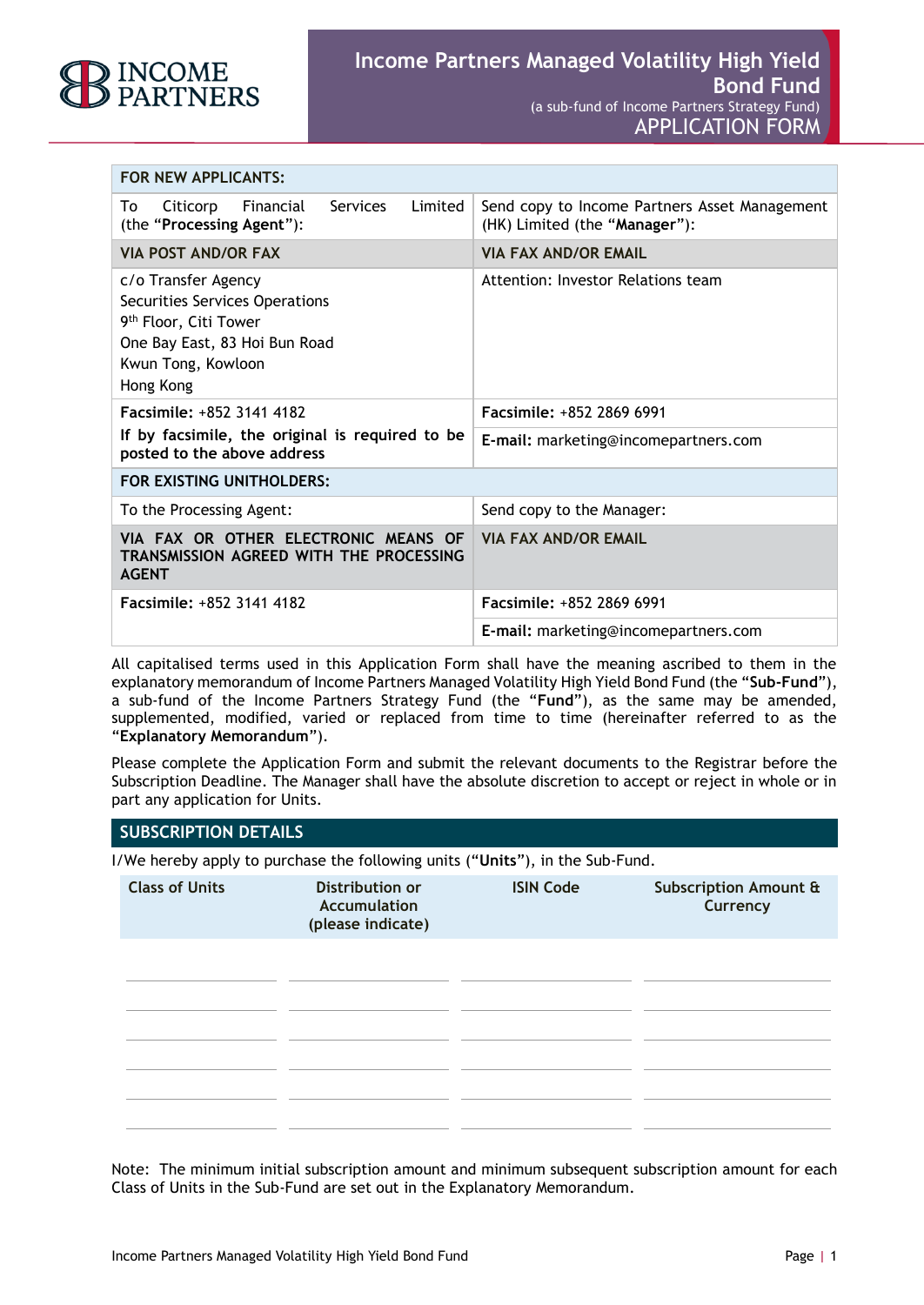# Income Partners Managed Volatility High Yield Bond Fund

(a sub-fund of Income Partners Strategy Fund)

## APPLICATION FORM

| FOR NEW APPLICANTS: | |
|---|---|
| To Citicorp Financial Services Limited (the "**Processing Agent**"): | Send copy to Income Partners Asset Management (HK) Limited (the "**Manager**"): |
| **VIA POST AND/OR FAX** | **VIA FAX AND/OR EMAIL** |
| c/o Transfer Agency<br>Securities Services Operations<br>9th Floor, Citi Tower<br>One Bay East, 83 Hoi Bun Road<br>Kwun Tong, Kowloon<br>Hong Kong | Attention: Investor Relations team |
| **Facsimile:** +852 3141 4182<br>**If by facsimile, the original is required to be posted to the above address** | **Facsimile:** +852 2869 6991<br>**E-mail:** marketing@incomepartners.com |
| **FOR EXISTING UNITHOLDERS:** | |
| To the Processing Agent: | Send copy to the Manager: |
| **VIA FAX OR OTHER ELECTRONIC MEANS OF TRANSMISSION AGREED WITH THE PROCESSING AGENT** | **VIA FAX AND/OR EMAIL** |
| **Facsimile:** +852 3141 4182 | **Facsimile:** +852 2869 6991<br>**E-mail:** marketing@incomepartners.com |

All capitalised terms used in this Application Form shall have the meaning ascribed to them in the explanatory memorandum of Income Partners Managed Volatility High Yield Bond Fund (the "**Sub-Fund**"), a sub-fund of the Income Partners Strategy Fund (the "**Fund**"), as the same may be amended, supplemented, modified, varied or replaced from time to time (hereinafter referred to as the "**Explanatory Memorandum**").

Please complete the Application Form and submit the relevant documents to the Registrar before the Subscription Deadline. The Manager shall have the absolute discretion to accept or reject in whole or in part any application for Units.

## SUBSCRIPTION DETAILS

I/We hereby apply to purchase the following units ("**Units**"), in the Sub-Fund.

| Class of Units | Distribution or Accumulation (please indicate) | ISIN Code | Subscription Amount & Currency |
|---|---|---|---|
| | | | |
| | | | |
| | | | |
| | | | |
| | | | |
| | | | |

Note: The minimum initial subscription amount and minimum subsequent subscription amount for each Class of Units in the Sub-Fund are set out in the Explanatory Memorandum.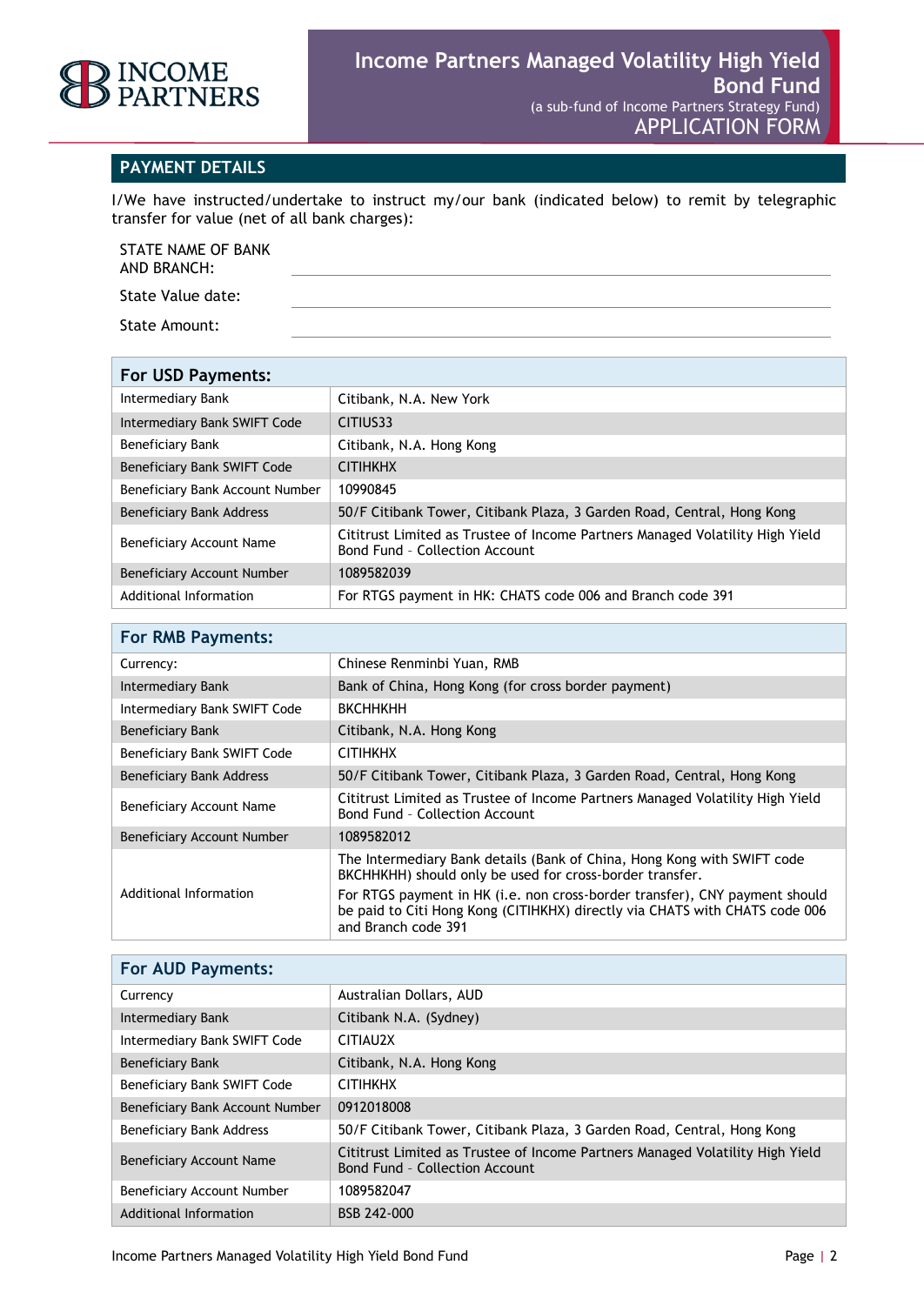## PAYMENT DETAILS

I/We have instructed/undertake to instruct my/our bank (indicated below) to remit by telegraphic transfer for value (net of all bank charges):

STATE NAME OF BANK AND BRANCH: \_\_\_\_\_\_\_\_\_\_\_\_\_\_\_\_\_\_\_\_

State Value date: \_\_\_\_\_\_\_\_\_\_\_\_\_\_\_\_\_\_\_\_

State Amount: \_\_\_\_\_\_\_\_\_\_\_\_\_\_\_\_\_\_\_\_

| For USD Payments: | |
|---|---|
| Intermediary Bank | Citibank, N.A. New York |
| Intermediary Bank SWIFT Code | CITIUS33 |
| Beneficiary Bank | Citibank, N.A. Hong Kong |
| Beneficiary Bank SWIFT Code | CITIHKHX |
| Beneficiary Bank Account Number | 10990845 |
| Beneficiary Bank Address | 50/F Citibank Tower, Citibank Plaza, 3 Garden Road, Central, Hong Kong |
| Beneficiary Account Name | Cititrust Limited as Trustee of Income Partners Managed Volatility High Yield Bond Fund - Collection Account |
| Beneficiary Account Number | 1089582039 |
| Additional Information | For RTGS payment in HK: CHATS code 006 and Branch code 391 |

| For RMB Payments: | |
|---|---|
| Currency: | Chinese Renminbi Yuan, RMB |
| Intermediary Bank | Bank of China, Hong Kong (for cross border payment) |
| Intermediary Bank SWIFT Code | BKCHHKHH |
| Beneficiary Bank | Citibank, N.A. Hong Kong |
| Beneficiary Bank SWIFT Code | CITIHKHX |
| Beneficiary Bank Address | 50/F Citibank Tower, Citibank Plaza, 3 Garden Road, Central, Hong Kong |
| Beneficiary Account Name | Cititrust Limited as Trustee of Income Partners Managed Volatility High Yield Bond Fund - Collection Account |
| Beneficiary Account Number | 1089582012 |
| Additional Information | The Intermediary Bank details (Bank of China, Hong Kong with SWIFT code BKCHHKHH) should only be used for cross-border transfer. For RTGS payment in HK (i.e. non cross-border transfer), CNY payment should be paid to Citi Hong Kong (CITIHKHX) directly via CHATS with CHATS code 006 and Branch code 391 |

| For AUD Payments: | |
|---|---|
| Currency | Australian Dollars, AUD |
| Intermediary Bank | Citibank N.A. (Sydney) |
| Intermediary Bank SWIFT Code | CITIAU2X |
| Beneficiary Bank | Citibank, N.A. Hong Kong |
| Beneficiary Bank SWIFT Code | CITIHKHX |
| Beneficiary Bank Account Number | 0912018008 |
| Beneficiary Bank Address | 50/F Citibank Tower, Citibank Plaza, 3 Garden Road, Central, Hong Kong |
| Beneficiary Account Name | Cititrust Limited as Trustee of Income Partners Managed Volatility High Yield Bond Fund - Collection Account |
| Beneficiary Account Number | 1089582047 |
| Additional Information | BSB 242-000 |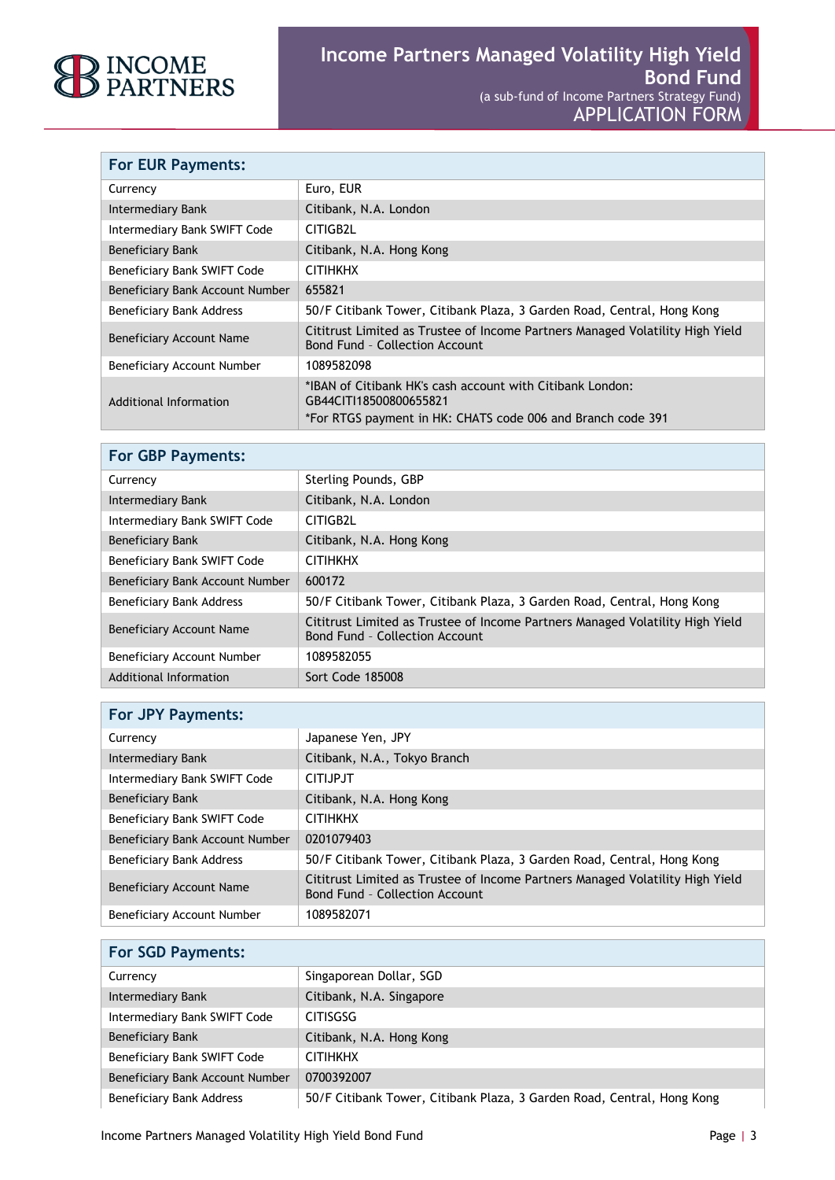| For EUR Payments: | |
|---|---|
| Currency | Euro, EUR |
| Intermediary Bank | Citibank, N.A. London |
| Intermediary Bank SWIFT Code | CITIGB2L |
| Beneficiary Bank | Citibank, N.A. Hong Kong |
| Beneficiary Bank SWIFT Code | CITIHKHX |
| Beneficiary Bank Account Number | 655821 |
| Beneficiary Bank Address | 50/F Citibank Tower, Citibank Plaza, 3 Garden Road, Central, Hong Kong |
| Beneficiary Account Name | Cititrust Limited as Trustee of Income Partners Managed Volatility High Yield Bond Fund - Collection Account |
| Beneficiary Account Number | 1089582098 |
| Additional Information | *IBAN of Citibank HK's cash account with Citibank London: GB44CITI18500800655821<br>*For RTGS payment in HK: CHATS code 006 and Branch code 391 |

| For GBP Payments: | |
|---|---|
| Currency | Sterling Pounds, GBP |
| Intermediary Bank | Citibank, N.A. London |
| Intermediary Bank SWIFT Code | CITIGB2L |
| Beneficiary Bank | Citibank, N.A. Hong Kong |
| Beneficiary Bank SWIFT Code | CITIHKHX |
| Beneficiary Bank Account Number | 600172 |
| Beneficiary Bank Address | 50/F Citibank Tower, Citibank Plaza, 3 Garden Road, Central, Hong Kong |
| Beneficiary Account Name | Cititrust Limited as Trustee of Income Partners Managed Volatility High Yield Bond Fund - Collection Account |
| Beneficiary Account Number | 1089582055 |
| Additional Information | Sort Code 185008 |

| For JPY Payments: | |
|---|---|
| Currency | Japanese Yen, JPY |
| Intermediary Bank | Citibank, N.A., Tokyo Branch |
| Intermediary Bank SWIFT Code | CITIJPJT |
| Beneficiary Bank | Citibank, N.A. Hong Kong |
| Beneficiary Bank SWIFT Code | CITIHKHX |
| Beneficiary Bank Account Number | 0201079403 |
| Beneficiary Bank Address | 50/F Citibank Tower, Citibank Plaza, 3 Garden Road, Central, Hong Kong |
| Beneficiary Account Name | Cititrust Limited as Trustee of Income Partners Managed Volatility High Yield Bond Fund - Collection Account |
| Beneficiary Account Number | 1089582071 |

| For SGD Payments: | |
|---|---|
| Currency | Singaporean Dollar, SGD |
| Intermediary Bank | Citibank, N.A. Singapore |
| Intermediary Bank SWIFT Code | CITISGSG |
| Beneficiary Bank | Citibank, N.A. Hong Kong |
| Beneficiary Bank SWIFT Code | CITIHKHX |
| Beneficiary Bank Account Number | 0700392007 |
| Beneficiary Bank Address | 50/F Citibank Tower, Citibank Plaza, 3 Garden Road, Central, Hong Kong |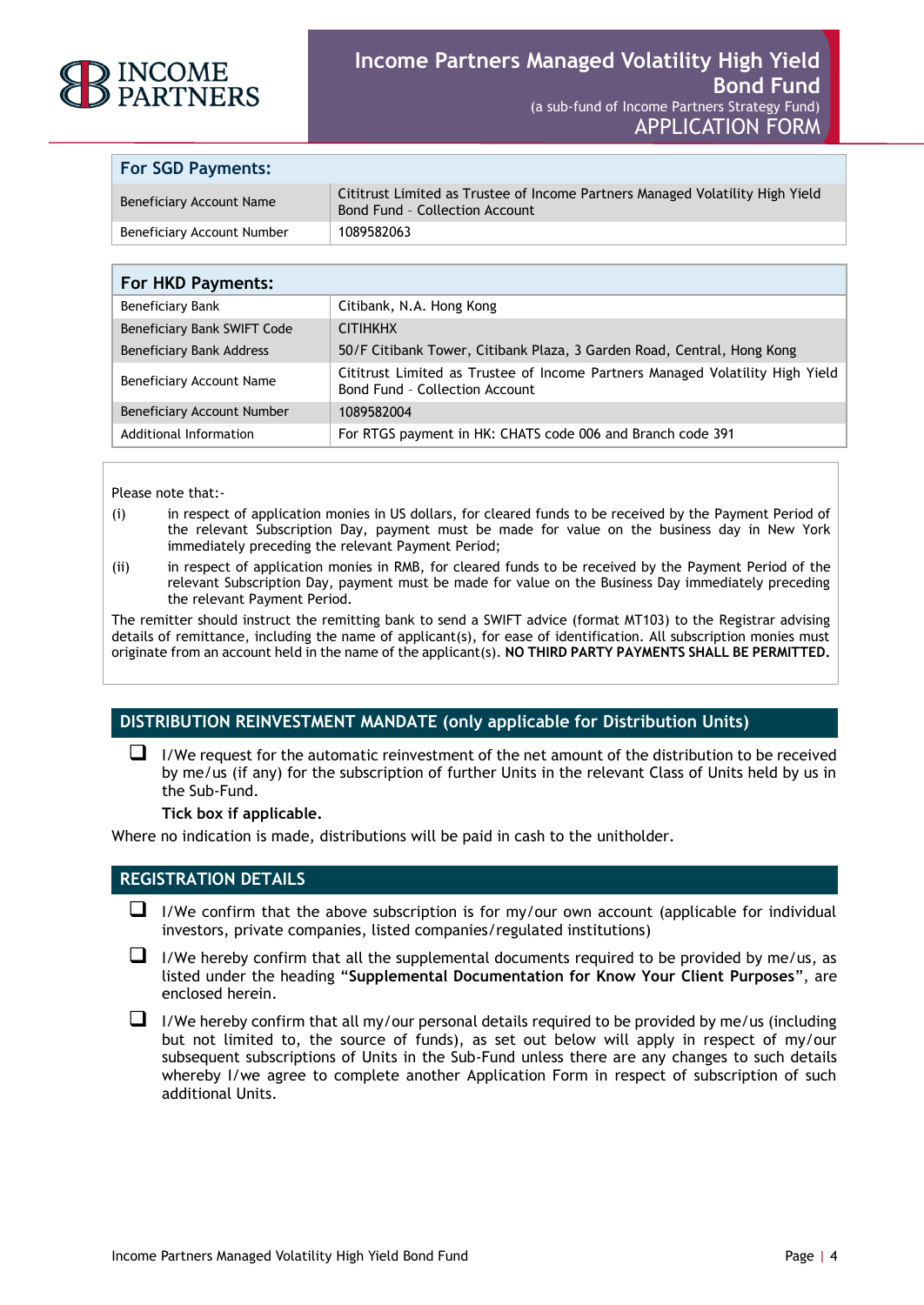| For SGD Payments: | |
|---|---|
| Beneficiary Account Name | Cititrust Limited as Trustee of Income Partners Managed Volatility High Yield Bond Fund – Collection Account |
| Beneficiary Account Number | 1089582063 |

| For HKD Payments: | |
|---|---|
| Beneficiary Bank | Citibank, N.A. Hong Kong |
| Beneficiary Bank SWIFT Code | CITIHKHX |
| Beneficiary Bank Address | 50/F Citibank Tower, Citibank Plaza, 3 Garden Road, Central, Hong Kong |
| Beneficiary Account Name | Cititrust Limited as Trustee of Income Partners Managed Volatility High Yield Bond Fund – Collection Account |
| Beneficiary Account Number | 1089582004 |
| Additional Information | For RTGS payment in HK: CHATS code 006 and Branch code 391 |

Please note that:-

(i) in respect of application monies in US dollars, for cleared funds to be received by the Payment Period of the relevant Subscription Day, payment must be made for value on the business day in New York immediately preceding the relevant Payment Period;

(ii) in respect of application monies in RMB, for cleared funds to be received by the Payment Period of the relevant Subscription Day, payment must be made for value on the Business Day immediately preceding the relevant Payment Period.

The remitter should instruct the remitting bank to send a SWIFT advice (format MT103) to the Registrar advising details of remittance, including the name of applicant(s), for ease of identification. All subscription monies must originate from an account held in the name of the applicant(s). **NO THIRD PARTY PAYMENTS SHALL BE PERMITTED.**

## DISTRIBUTION REINVESTMENT MANDATE (only applicable for Distribution Units)

☐ I/We request for the automatic reinvestment of the net amount of the distribution to be received by me/us (if any) for the subscription of further Units in the relevant Class of Units held by us in the Sub-Fund.

**Tick box if applicable.**

Where no indication is made, distributions will be paid in cash to the unitholder.

## REGISTRATION DETAILS

☐ I/We confirm that the above subscription is for my/our own account (applicable for individual investors, private companies, listed companies/regulated institutions)

☐ I/We hereby confirm that all the supplemental documents required to be provided by me/us, as listed under the heading "**Supplemental Documentation for Know Your Client Purposes**", are enclosed herein.

☐ I/We hereby confirm that all my/our personal details required to be provided by me/us (including but not limited to, the source of funds), as set out below will apply in respect of my/our subsequent subscriptions of Units in the Sub-Fund unless there are any changes to such details whereby I/we agree to complete another Application Form in respect of subscription of such additional Units.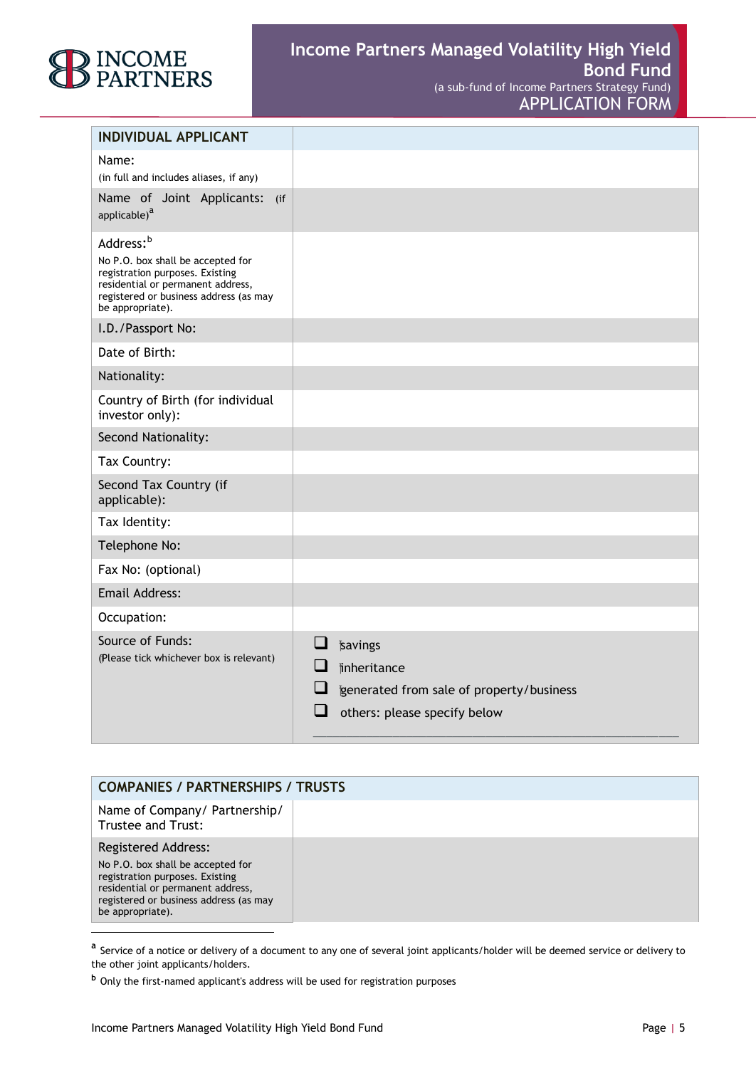# Income Partners Managed Volatility High Yield Bond Fund

(a sub-fund of Income Partners Strategy Fund)

APPLICATION FORM

| INDIVIDUAL APPLICANT | |
|---|---|
| Name:<br>(in full and includes aliases, if any) | |
| Name of Joint Applicants: (if applicable)[a] | |
| Address:[b]<br>No P.O. box shall be accepted for registration purposes. Existing residential or permanent address, registered or business address (as may be appropriate). | |
| I.D./Passport No: | |
| Date of Birth: | |
| Nationality: | |
| Country of Birth (for individual investor only): | |
| Second Nationality: | |
| Tax Country: | |
| Second Tax Country (if applicable): | |
| Tax Identity: | |
| Telephone No: | |
| Fax No: (optional) | |
| Email Address: | |
| Occupation: | |
| Source of Funds:<br>(Please tick whichever box is relevant) | ☐ savings<br>☐ inheritance<br>☐ generated from sale of property/business<br>☐ others: please specify below<br>\_\_\_\_\_\_\_\_\_\_\_\_\_\_\_\_\_\_\_\_\_\_\_\_\_\_\_\_\_\_ |

| COMPANIES / PARTNERSHIPS / TRUSTS | |
|---|---|
| Name of Company/ Partnership/ Trustee and Trust: | |
| Registered Address:<br>No P.O. box shall be accepted for registration purposes. Existing residential or permanent address, registered or business address (as may be appropriate). | |

[a] Service of a notice or delivery of a document to any one of several joint applicants/holder will be deemed service or delivery to the other joint applicants/holders.

[b] Only the first-named applicant's address will be used for registration purposes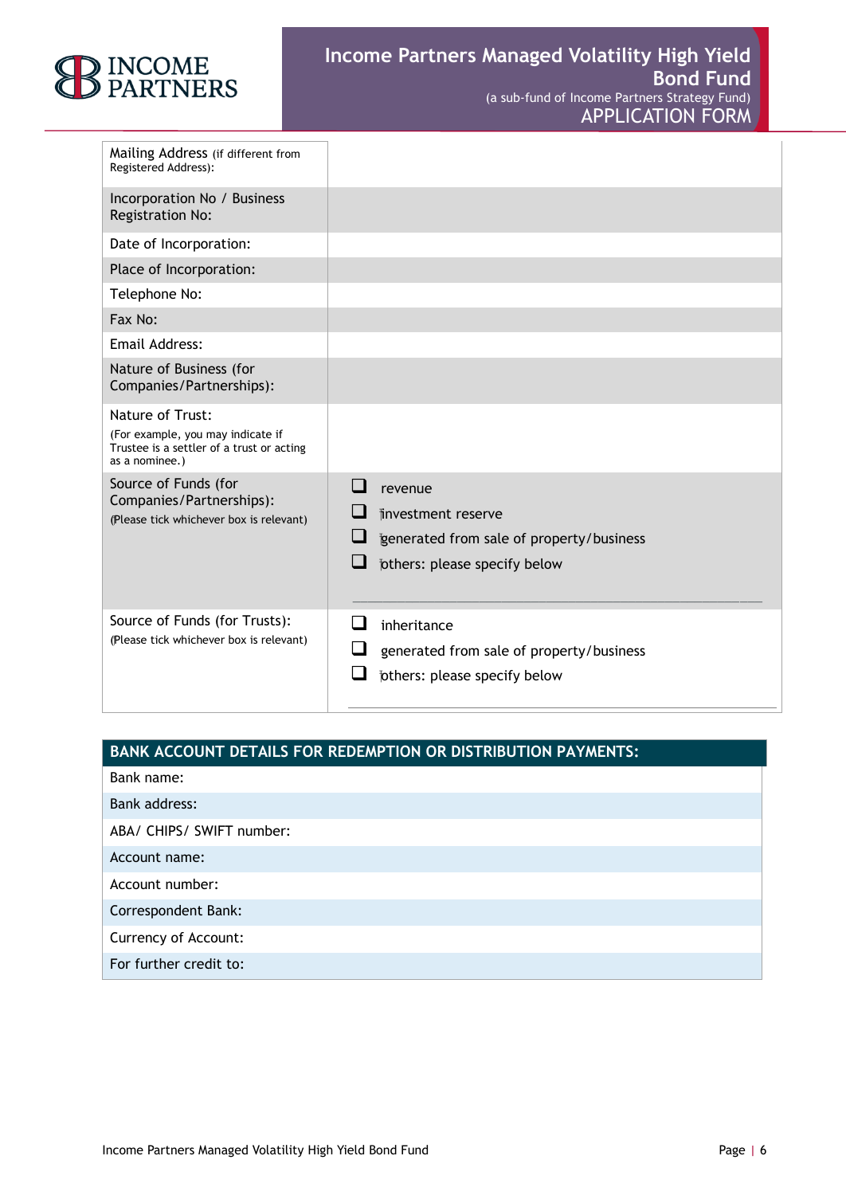| | |
|---|---|
| Mailing Address (if different from Registered Address): | |
| Incorporation No / Business Registration No: | |
| Date of Incorporation: | |
| Place of Incorporation: | |
| Telephone No: | |
| Fax No: | |
| Email Address: | |
| Nature of Business (for Companies/Partnerships): | |
| Nature of Trust: (For example, you may indicate if Trustee is a settler of a trust or acting as a nominee.) | |
| Source of Funds (for Companies/Partnerships): (Please tick whichever box is relevant) | ❑ revenue<br>❑ investment reserve<br>❑ generated from sale of property/business<br>❑ others: please specify below<br>\_\_\_\_\_\_\_\_\_\_\_\_\_\_\_\_\_\_\_\_\_\_\_\_\_\_\_\_\_\_ |
| Source of Funds (for Trusts): (Please tick whichever box is relevant) | ❑ inheritance<br>❑ generated from sale of property/business<br>❑ others: please specify below<br>\_\_\_\_\_\_\_\_\_\_\_\_\_\_\_\_\_\_\_\_\_\_\_\_\_\_\_\_\_\_ |

| BANK ACCOUNT DETAILS FOR REDEMPTION OR DISTRIBUTION PAYMENTS: |
|---|
| Bank name: |
| Bank address: |
| ABA/ CHIPS/ SWIFT number: |
| Account name: |
| Account number: |
| Correspondent Bank: |
| Currency of Account: |
| For further credit to: |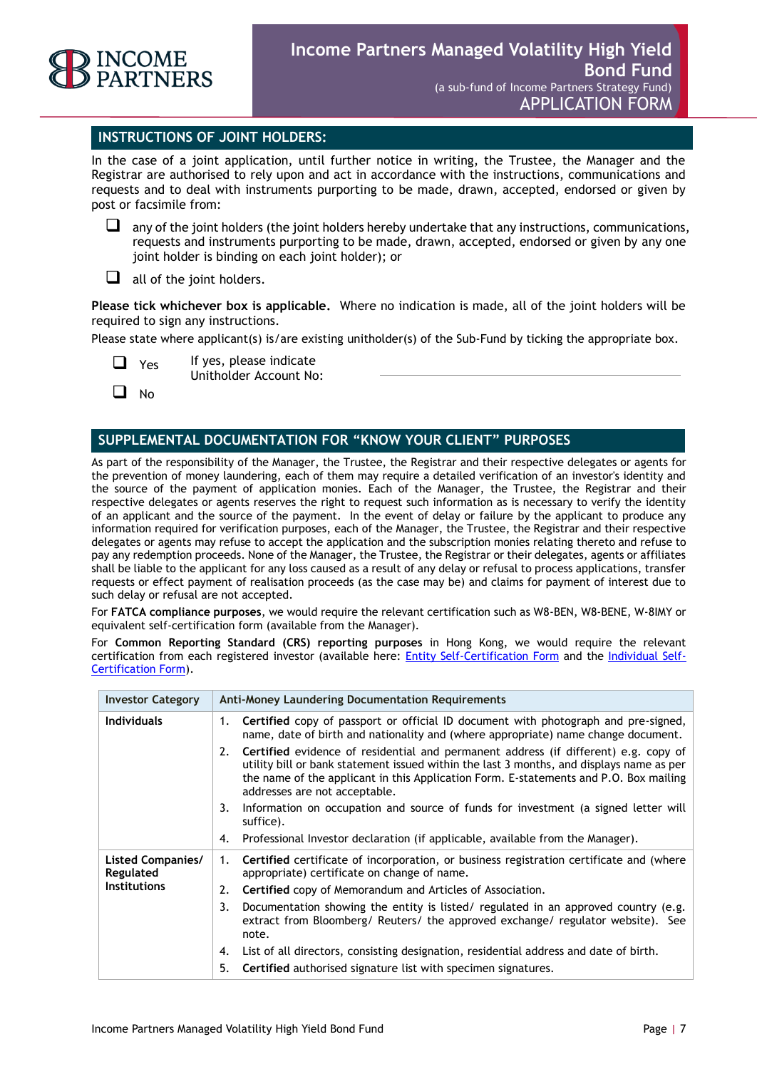## INSTRUCTIONS OF JOINT HOLDERS:

In the case of a joint application, until further notice in writing, the Trustee, the Manager and the Registrar are authorised to rely upon and act in accordance with the instructions, communications and requests and to deal with instruments purporting to be made, drawn, accepted, endorsed or given by post or facsimile from:

☐ any of the joint holders (the joint holders hereby undertake that any instructions, communications, requests and instruments purporting to be made, drawn, accepted, endorsed or given by any one joint holder is binding on each joint holder); or

☐ all of the joint holders.

**Please tick whichever box is applicable.** Where no indication is made, all of the joint holders will be required to sign any instructions.

Please state where applicant(s) is/are existing unitholder(s) of the Sub-Fund by ticking the appropriate box.

☐ Yes  If yes, please indicate Unitholder Account No: ______________________________

☐ No

## SUPPLEMENTAL DOCUMENTATION FOR "KNOW YOUR CLIENT" PURPOSES

As part of the responsibility of the Manager, the Trustee, the Registrar and their respective delegates or agents for the prevention of money laundering, each of them may require a detailed verification of an investor's identity and the source of the payment of application monies. Each of the Manager, the Trustee, the Registrar and their respective delegates or agents reserves the right to request such information as is necessary to verify the identity of an applicant and the source of the payment. In the event of delay or failure by the applicant to produce any information required for verification purposes, each of the Manager, the Trustee, the Registrar and their respective delegates or agents may refuse to accept the application and the subscription monies relating thereto and refuse to pay any redemption proceeds. None of the Manager, the Trustee, the Registrar or their delegates, agents or affiliates shall be liable to the applicant for any loss caused as a result of any delay or refusal to process applications, transfer requests or effect payment of realisation proceeds (as the case may be) and claims for payment of interest due to such delay or refusal are not accepted.

For **FATCA compliance purposes**, we would require the relevant certification such as W8-BEN, W8-BENE, W-8IMY or equivalent self-certification form (available from the Manager).

For **Common Reporting Standard (CRS) reporting purposes** in Hong Kong, we would require the relevant certification from each registered investor (available here: Entity Self-Certification Form and the Individual Self-Certification Form).

| Investor Category | Anti-Money Laundering Documentation Requirements |
|---|---|
| **Individuals** | 1. **Certified** copy of passport or official ID document with photograph and pre-signed, name, date of birth and nationality and (where appropriate) name change document.<br>2. **Certified** evidence of residential and permanent address (if different) e.g. copy of utility bill or bank statement issued within the last 3 months, and displays name as per the name of the applicant in this Application Form. E-statements and P.O. Box mailing addresses are not acceptable.<br>3. Information on occupation and source of funds for investment (a signed letter will suffice).<br>4. Professional Investor declaration (if applicable, available from the Manager). |
| **Listed Companies/ Regulated Institutions** | 1. **Certified** certificate of incorporation, or business registration certificate and (where appropriate) certificate on change of name.<br>2. **Certified** copy of Memorandum and Articles of Association.<br>3. Documentation showing the entity is listed/ regulated in an approved country (e.g. extract from Bloomberg/ Reuters/ the approved exchange/ regulator website). See note.<br>4. List of all directors, consisting designation, residential address and date of birth.<br>5. **Certified** authorised signature list with specimen signatures. |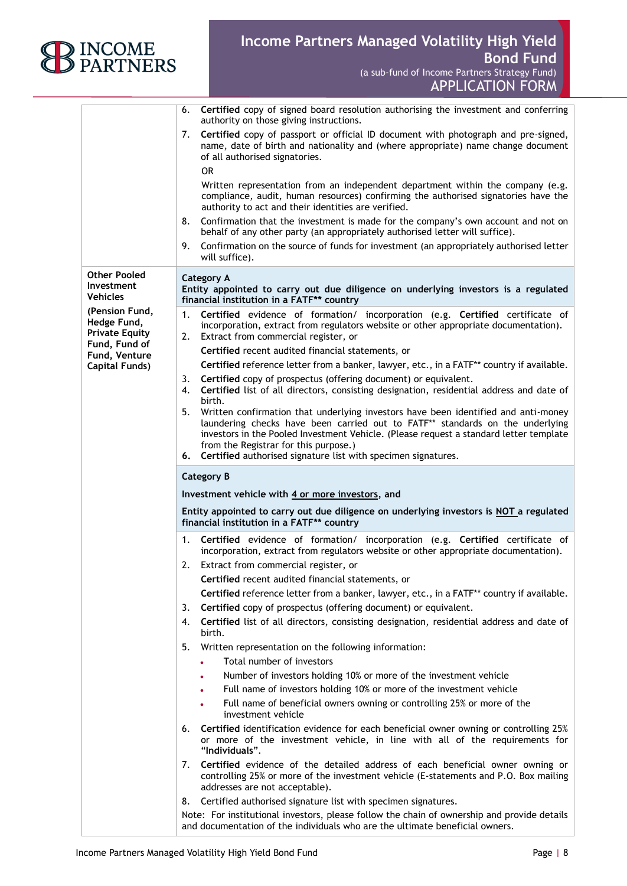| | |
|---|---|
| | 6. **Certified** copy of signed board resolution authorising the investment and conferring authority on those giving instructions.<br>7. **Certified** copy of passport or official ID document with photograph and pre-signed, name, date of birth and nationality and (where appropriate) name change document of all authorised signatories.<br>OR<br>Written representation from an independent department within the company (e.g. compliance, audit, human resources) confirming the authorised signatories have the authority to act and their identities are verified.<br>8. Confirmation that the investment is made for the company's own account and not on behalf of any other party (an appropriately authorised letter will suffice).<br>9. Confirmation on the source of funds for investment (an appropriately authorised letter will suffice). |
| **Other Pooled Investment Vehicles**<br>**(Pension Fund, Hedge Fund, Private Equity Fund, Fund of Fund, Venture Capital Funds)** | **Category A**<br>**Entity appointed to carry out due diligence on underlying investors is a regulated financial institution in a FATF** country** |
| | 1. **Certified** evidence of formation/ incorporation (e.g. **Certified** certificate of incorporation, extract from regulators website or other appropriate documentation).<br>2. Extract from commercial register, or<br>**Certified** recent audited financial statements, or<br>**Certified** reference letter from a banker, lawyer, etc., in a FATF** country if available.<br>3. **Certified** copy of prospectus (offering document) or equivalent.<br>4. **Certified** list of all directors, consisting designation, residential address and date of birth.<br>5. Written confirmation that underlying investors have been identified and anti-money laundering checks have been carried out to FATF** standards on the underlying investors in the Pooled Investment Vehicle. (Please request a standard letter template from the Registrar for this purpose.)<br>6. **Certified** authorised signature list with specimen signatures. |
| | **Category B**<br>**Investment vehicle with 4 or more investors, and**<br>**Entity appointed to carry out due diligence on underlying investors is NOT a regulated financial institution in a FATF** country** |
| | 1. **Certified** evidence of formation/ incorporation (e.g. **Certified** certificate of incorporation, extract from regulators website or other appropriate documentation).<br>2. Extract from commercial register, or<br>**Certified** recent audited financial statements, or<br>**Certified** reference letter from a banker, lawyer, etc., in a FATF** country if available.<br>3. **Certified** copy of prospectus (offering document) or equivalent.<br>4. **Certified** list of all directors, consisting designation, residential address and date of birth.<br>5. Written representation on the following information:<br>• Total number of investors<br>• Number of investors holding 10% or more of the investment vehicle<br>• Full name of investors holding 10% or more of the investment vehicle<br>• Full name of beneficial owners owning or controlling 25% or more of the investment vehicle<br>6. **Certified** identification evidence for each beneficial owner owning or controlling 25% or more of the investment vehicle, in line with all of the requirements for "**Individuals**".<br>7. **Certified** evidence of the detailed address of each beneficial owner owning or controlling 25% or more of the investment vehicle (E-statements and P.O. Box mailing addresses are not acceptable).<br>8. Certified authorised signature list with specimen signatures.<br>Note: For institutional investors, please follow the chain of ownership and provide details and documentation of the individuals who are the ultimate beneficial owners. |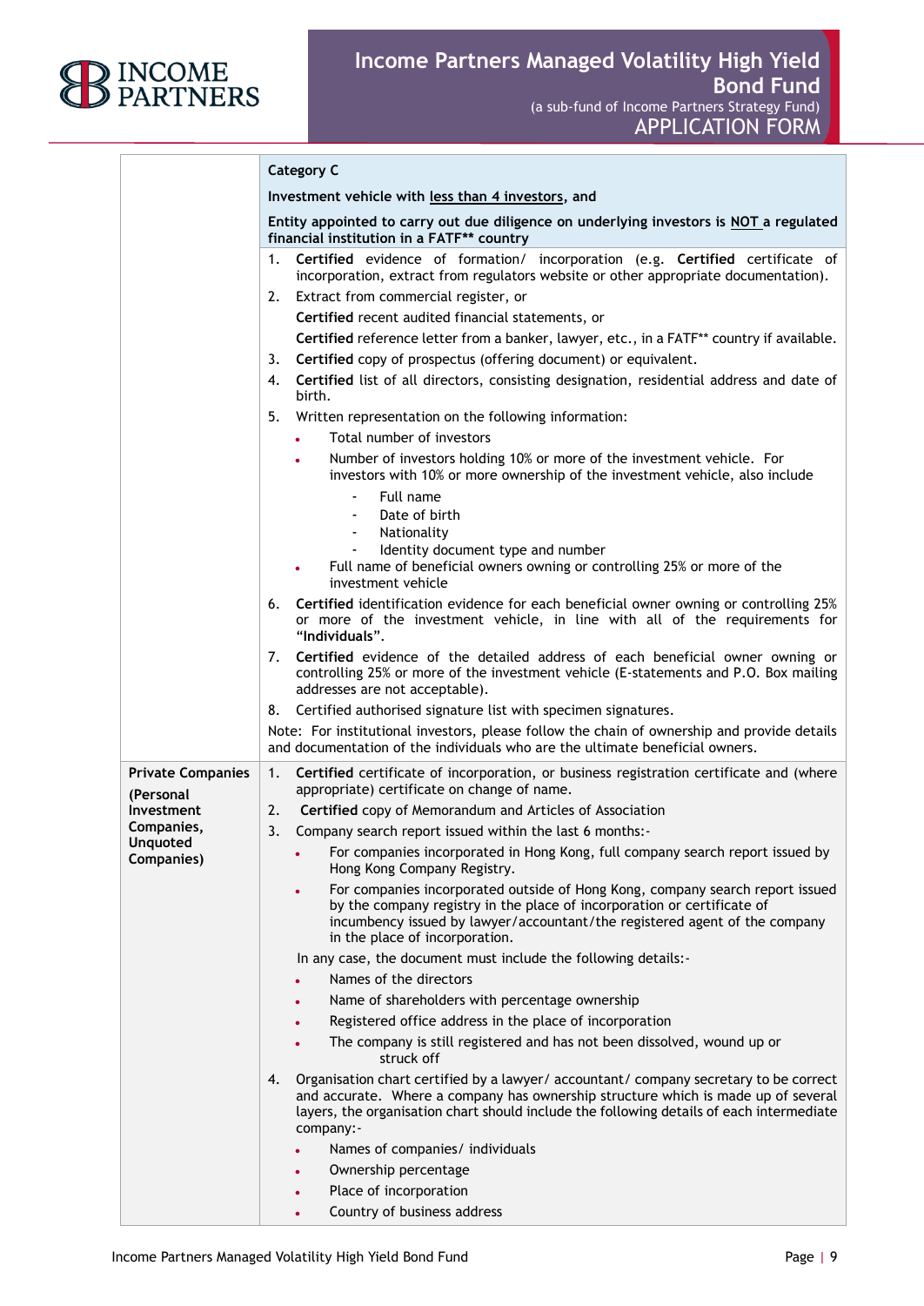| | **Category C**<br>**Investment vehicle with less than 4 investors, and**<br>**Entity appointed to carry out due diligence on underlying investors is NOT a regulated financial institution in a FATF** country** |
|---|---|
| | 1. **Certified** evidence of formation/ incorporation (e.g. **Certified** certificate of incorporation, extract from regulators website or other appropriate documentation).<br>2. Extract from commercial register, or<br>**Certified** recent audited financial statements, or<br>**Certified** reference letter from a banker, lawyer, etc., in a FATF** country if available.<br>3. **Certified** copy of prospectus (offering document) or equivalent.<br>4. **Certified** list of all directors, consisting designation, residential address and date of birth.<br>5. Written representation on the following information:<br>• Total number of investors<br>• Number of investors holding 10% or more of the investment vehicle. For investors with 10% or more ownership of the investment vehicle, also include<br>- Full name<br>- Date of birth<br>- Nationality<br>- Identity document type and number<br>• Full name of beneficial owners owning or controlling 25% or more of the investment vehicle<br>6. **Certified** identification evidence for each beneficial owner owning or controlling 25% or more of the investment vehicle, in line with all of the requirements for **"Individuals"**.<br>7. **Certified** evidence of the detailed address of each beneficial owner owning or controlling 25% or more of the investment vehicle (E-statements and P.O. Box mailing addresses are not acceptable).<br>8. Certified authorised signature list with specimen signatures.<br>Note: For institutional investors, please follow the chain of ownership and provide details and documentation of the individuals who are the ultimate beneficial owners. |
| **Private Companies**<br>**(Personal Investment Companies, Unquoted Companies)** | 1. **Certified** certificate of incorporation, or business registration certificate and (where appropriate) certificate on change of name.<br>2. **Certified** copy of Memorandum and Articles of Association<br>3. Company search report issued within the last 6 months:-<br>• For companies incorporated in Hong Kong, full company search report issued by Hong Kong Company Registry.<br>• For companies incorporated outside of Hong Kong, company search report issued by the company registry in the place of incorporation or certificate of incumbency issued by lawyer/accountant/the registered agent of the company in the place of incorporation.<br>In any case, the document must include the following details:-<br>• Names of the directors<br>• Name of shareholders with percentage ownership<br>• Registered office address in the place of incorporation<br>• The company is still registered and has not been dissolved, wound up or struck off<br>4. Organisation chart certified by a lawyer/ accountant/ company secretary to be correct and accurate. Where a company has ownership structure which is made up of several layers, the organisation chart should include the following details of each intermediate company:-<br>• Names of companies/ individuals<br>• Ownership percentage<br>• Place of incorporation<br>• Country of business address |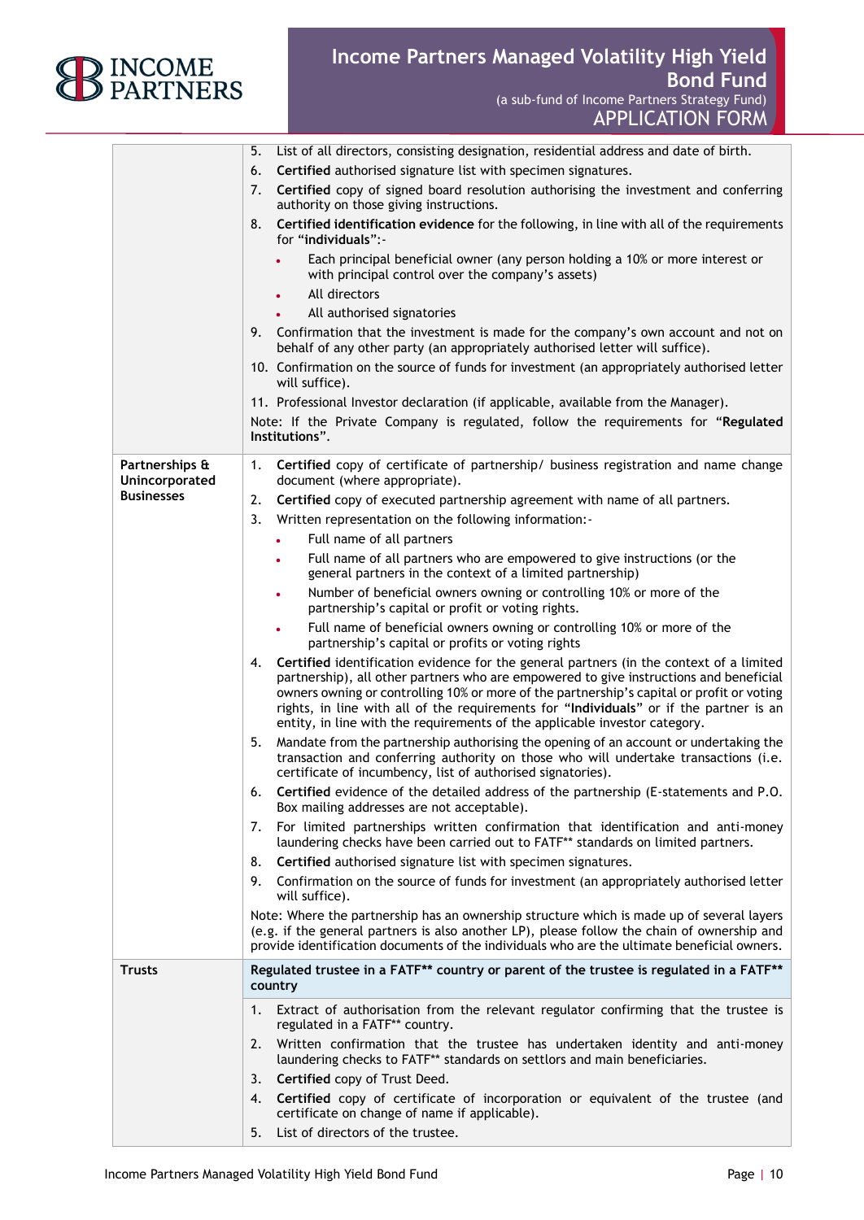| | |
|---|---|
| | 5. List of all directors, consisting designation, residential address and date of birth.<br>6. **Certified** authorised signature list with specimen signatures.<br>7. **Certified** copy of signed board resolution authorising the investment and conferring authority on those giving instructions.<br>8. **Certified identification evidence** for the following, in line with all of the requirements for "**individuals**":-<br>• Each principal beneficial owner (any person holding a 10% or more interest or with principal control over the company's assets)<br>• All directors<br>• All authorised signatories<br>9. Confirmation that the investment is made for the company's own account and not on behalf of any other party (an appropriately authorised letter will suffice).<br>10. Confirmation on the source of funds for investment (an appropriately authorised letter will suffice).<br>11. Professional Investor declaration (if applicable, available from the Manager).<br>Note: If the Private Company is regulated, follow the requirements for "**Regulated Institutions**". |
| **Partnerships & Unincorporated Businesses** | 1. **Certified** copy of certificate of partnership/ business registration and name change document (where appropriate).<br>2. **Certified** copy of executed partnership agreement with name of all partners.<br>3. Written representation on the following information:-<br>• Full name of all partners<br>• Full name of all partners who are empowered to give instructions (or the general partners in the context of a limited partnership)<br>• Number of beneficial owners owning or controlling 10% or more of the partnership's capital or profit or voting rights.<br>• Full name of beneficial owners owning or controlling 10% or more of the partnership's capital or profits or voting rights<br>4. **Certified** identification evidence for the general partners (in the context of a limited partnership), all other partners who are empowered to give instructions and beneficial owners owning or controlling 10% or more of the partnership's capital or profit or voting rights, in line with all of the requirements for "**Individuals**" or if the partner is an entity, in line with the requirements of the applicable investor category.<br>5. Mandate from the partnership authorising the opening of an account or undertaking the transaction and conferring authority on those who will undertake transactions (i.e. certificate of incumbency, list of authorised signatories).<br>6. **Certified** evidence of the detailed address of the partnership (E-statements and P.O. Box mailing addresses are not acceptable).<br>7. For limited partnerships written confirmation that identification and anti-money laundering checks have been carried out to FATF** standards on limited partners.<br>8. **Certified** authorised signature list with specimen signatures.<br>9. Confirmation on the source of funds for investment (an appropriately authorised letter will suffice).<br>Note: Where the partnership has an ownership structure which is made up of several layers (e.g. if the general partners is also another LP), please follow the chain of ownership and provide identification documents of the individuals who are the ultimate beneficial owners. |
| **Trusts** | **Regulated trustee in a FATF** country or parent of the trustee is regulated in a FATF** country**<br>1. Extract of authorisation from the relevant regulator confirming that the trustee is regulated in a FATF** country.<br>2. Written confirmation that the trustee has undertaken identity and anti-money laundering checks to FATF** standards on settlors and main beneficiaries.<br>3. **Certified** copy of Trust Deed.<br>4. **Certified** copy of certificate of incorporation or equivalent of the trustee (and certificate on change of name if applicable).<br>5. List of directors of the trustee. |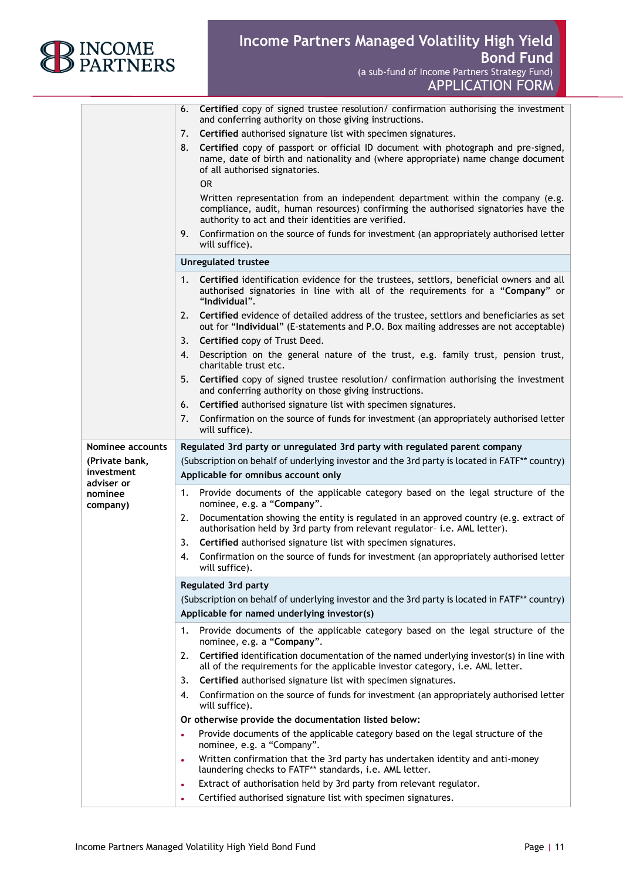| | |
|---|---|
| | 6. **Certified** copy of signed trustee resolution/ confirmation authorising the investment and conferring authority on those giving instructions.<br>7. **Certified** authorised signature list with specimen signatures.<br>8. **Certified** copy of passport or official ID document with photograph and pre-signed, name, date of birth and nationality and (where appropriate) name change document of all authorised signatories.<br>OR<br>Written representation from an independent department within the company (e.g. compliance, audit, human resources) confirming the authorised signatories have the authority to act and their identities are verified.<br>9. Confirmation on the source of funds for investment (an appropriately authorised letter will suffice). |
| | **Unregulated trustee** |
| | 1. **Certified** identification evidence for the trustees, settlors, beneficial owners and all authorised signatories in line with all of the requirements for a "**Company**" or "**Individual**".<br>2. **Certified** evidence of detailed address of the trustee, settlors and beneficiaries as set out for "**Individual**" (E-statements and P.O. Box mailing addresses are not acceptable)<br>3. **Certified** copy of Trust Deed.<br>4. Description on the general nature of the trust, e.g. family trust, pension trust, charitable trust etc.<br>5. **Certified** copy of signed trustee resolution/ confirmation authorising the investment and conferring authority on those giving instructions.<br>6. **Certified** authorised signature list with specimen signatures.<br>7. Confirmation on the source of funds for investment (an appropriately authorised letter will suffice). |
| **Nominee accounts (Private bank, investment adviser or nominee company)** | **Regulated 3rd party or unregulated 3rd party with regulated parent company**<br>(Subscription on behalf of underlying investor and the 3rd party is located in FATF** country)<br>**Applicable for omnibus account only** |
| | 1. Provide documents of the applicable category based on the legal structure of the nominee, e.g. a "**Company**".<br>2. Documentation showing the entity is regulated in an approved country (e.g. extract of authorisation held by 3rd party from relevant regulator– i.e. AML letter).<br>3. **Certified** authorised signature list with specimen signatures.<br>4. Confirmation on the source of funds for investment (an appropriately authorised letter will suffice). |
| | **Regulated 3rd party**<br>(Subscription on behalf of underlying investor and the 3rd party is located in FATF** country)<br>**Applicable for named underlying investor(s)** |
| | 1. Provide documents of the applicable category based on the legal structure of the nominee, e.g. a "**Company**".<br>2. **Certified** identification documentation of the named underlying investor(s) in line with all of the requirements for the applicable investor category, i.e. AML letter.<br>3. **Certified** authorised signature list with specimen signatures.<br>4. Confirmation on the source of funds for investment (an appropriately authorised letter will suffice).<br>**Or otherwise provide the documentation listed below:**<br>• Provide documents of the applicable category based on the legal structure of the nominee, e.g. a "Company".<br>• Written confirmation that the 3rd party has undertaken identity and anti-money laundering checks to FATF** standards, i.e. AML letter.<br>• Extract of authorisation held by 3rd party from relevant regulator.<br>• Certified authorised signature list with specimen signatures. |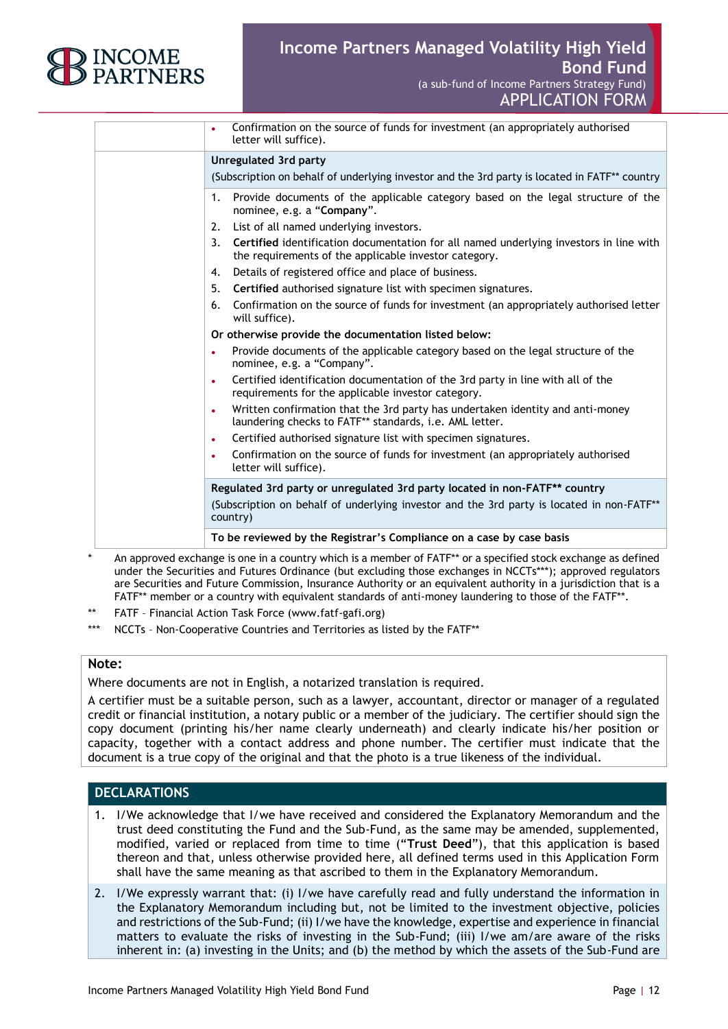| | |
|---|---|
| | • Confirmation on the source of funds for investment (an appropriately authorised letter will suffice). |
| | **Unregulated 3rd party**<br>(Subscription on behalf of underlying investor and the 3rd party is located in FATF** country |
| | 1. Provide documents of the applicable category based on the legal structure of the nominee, e.g. a "**Company**".<br>2. List of all named underlying investors.<br>3. **Certified** identification documentation for all named underlying investors in line with the requirements of the applicable investor category.<br>4. Details of registered office and place of business.<br>5. **Certified** authorised signature list with specimen signatures.<br>6. Confirmation on the source of funds for investment (an appropriately authorised letter will suffice).<br>**Or otherwise provide the documentation listed below:**<br>• Provide documents of the applicable category based on the legal structure of the nominee, e.g. a "Company".<br>• Certified identification documentation of the 3rd party in line with all of the requirements for the applicable investor category.<br>• Written confirmation that the 3rd party has undertaken identity and anti-money laundering checks to FATF** standards, i.e. AML letter.<br>• Certified authorised signature list with specimen signatures.<br>• Confirmation on the source of funds for investment (an appropriately authorised letter will suffice). |
| | **Regulated 3rd party or unregulated 3rd party located in non-FATF** country**<br>(Subscription on behalf of underlying investor and the 3rd party is located in non-FATF** country) |
| | **To be reviewed by the Registrar's Compliance on a case by case basis** |

\* An approved exchange is one in a country which is a member of FATF** or a specified stock exchange as defined under the Securities and Futures Ordinance (but excluding those exchanges in NCCTs***); approved regulators are Securities and Future Commission, Insurance Authority or an equivalent authority in a jurisdiction that is a FATF** member or a country with equivalent standards of anti-money laundering to those of the FATF**.

\** FATF – Financial Action Task Force (www.fatf-gafi.org)

\*** NCCTs – Non-Cooperative Countries and Territories as listed by the FATF**

**Note:**

Where documents are not in English, a notarized translation is required.

A certifier must be a suitable person, such as a lawyer, accountant, director or manager of a regulated credit or financial institution, a notary public or a member of the judiciary. The certifier should sign the copy document (printing his/her name clearly underneath) and clearly indicate his/her position or capacity, together with a contact address and phone number. The certifier must indicate that the document is a true copy of the original and that the photo is a true likeness of the individual.

## DECLARATIONS

1. I/We acknowledge that I/we have received and considered the Explanatory Memorandum and the trust deed constituting the Fund and the Sub-Fund, as the same may be amended, supplemented, modified, varied or replaced from time to time ("**Trust Deed**"), that this application is based thereon and that, unless otherwise provided here, all defined terms used in this Application Form shall have the same meaning as that ascribed to them in the Explanatory Memorandum.
2. I/We expressly warrant that: (i) I/we have carefully read and fully understand the information in the Explanatory Memorandum including but, not be limited to the investment objective, policies and restrictions of the Sub-Fund; (ii) I/we have the knowledge, expertise and experience in financial matters to evaluate the risks of investing in the Sub-Fund; (iii) I/we am/are aware of the risks inherent in: (a) investing in the Units; and (b) the method by which the assets of the Sub-Fund are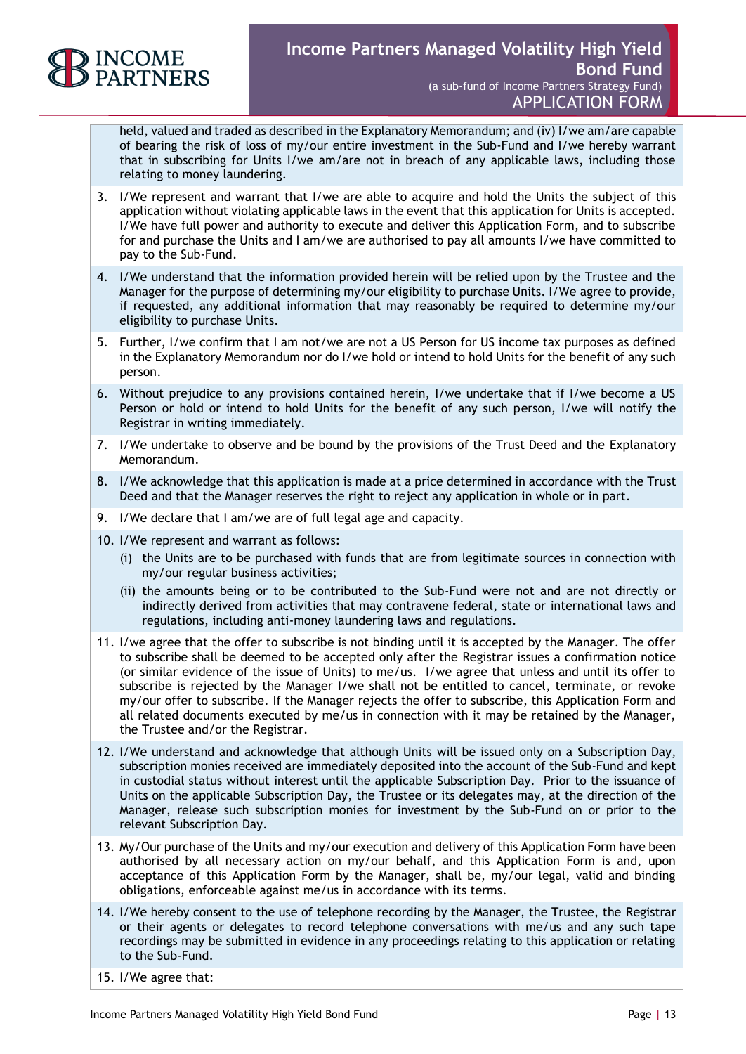held, valued and traded as described in the Explanatory Memorandum; and (iv) I/we am/are capable of bearing the risk of loss of my/our entire investment in the Sub-Fund and I/we hereby warrant that in subscribing for Units I/we am/are not in breach of any applicable laws, including those relating to money laundering.

3. I/We represent and warrant that I/we are able to acquire and hold the Units the subject of this application without violating applicable laws in the event that this application for Units is accepted. I/We have full power and authority to execute and deliver this Application Form, and to subscribe for and purchase the Units and I am/we are authorised to pay all amounts I/we have committed to pay to the Sub-Fund.
4. I/We understand that the information provided herein will be relied upon by the Trustee and the Manager for the purpose of determining my/our eligibility to purchase Units. I/We agree to provide, if requested, any additional information that may reasonably be required to determine my/our eligibility to purchase Units.
5. Further, I/we confirm that I am not/we are not a US Person for US income tax purposes as defined in the Explanatory Memorandum nor do I/we hold or intend to hold Units for the benefit of any such person.
6. Without prejudice to any provisions contained herein, I/we undertake that if I/we become a US Person or hold or intend to hold Units for the benefit of any such person, I/we will notify the Registrar in writing immediately.
7. I/We undertake to observe and be bound by the provisions of the Trust Deed and the Explanatory Memorandum.
8. I/We acknowledge that this application is made at a price determined in accordance with the Trust Deed and that the Manager reserves the right to reject any application in whole or in part.
9. I/We declare that I am/we are of full legal age and capacity.
10. I/We represent and warrant as follows:
    (i) the Units are to be purchased with funds that are from legitimate sources in connection with my/our regular business activities;
    (ii) the amounts being or to be contributed to the Sub-Fund were not and are not directly or indirectly derived from activities that may contravene federal, state or international laws and regulations, including anti-money laundering laws and regulations.
11. I/we agree that the offer to subscribe is not binding until it is accepted by the Manager. The offer to subscribe shall be deemed to be accepted only after the Registrar issues a confirmation notice (or similar evidence of the issue of Units) to me/us. I/we agree that unless and until its offer to subscribe is rejected by the Manager I/we shall not be entitled to cancel, terminate, or revoke my/our offer to subscribe. If the Manager rejects the offer to subscribe, this Application Form and all related documents executed by me/us in connection with it may be retained by the Manager, the Trustee and/or the Registrar.
12. I/We understand and acknowledge that although Units will be issued only on a Subscription Day, subscription monies received are immediately deposited into the account of the Sub-Fund and kept in custodial status without interest until the applicable Subscription Day. Prior to the issuance of Units on the applicable Subscription Day, the Trustee or its delegates may, at the direction of the Manager, release such subscription monies for investment by the Sub-Fund on or prior to the relevant Subscription Day.
13. My/Our purchase of the Units and my/our execution and delivery of this Application Form have been authorised by all necessary action on my/our behalf, and this Application Form is and, upon acceptance of this Application Form by the Manager, shall be, my/our legal, valid and binding obligations, enforceable against me/us in accordance with its terms.
14. I/We hereby consent to the use of telephone recording by the Manager, the Trustee, the Registrar or their agents or delegates to record telephone conversations with me/us and any such tape recordings may be submitted in evidence in any proceedings relating to this application or relating to the Sub-Fund.
15. I/We agree that: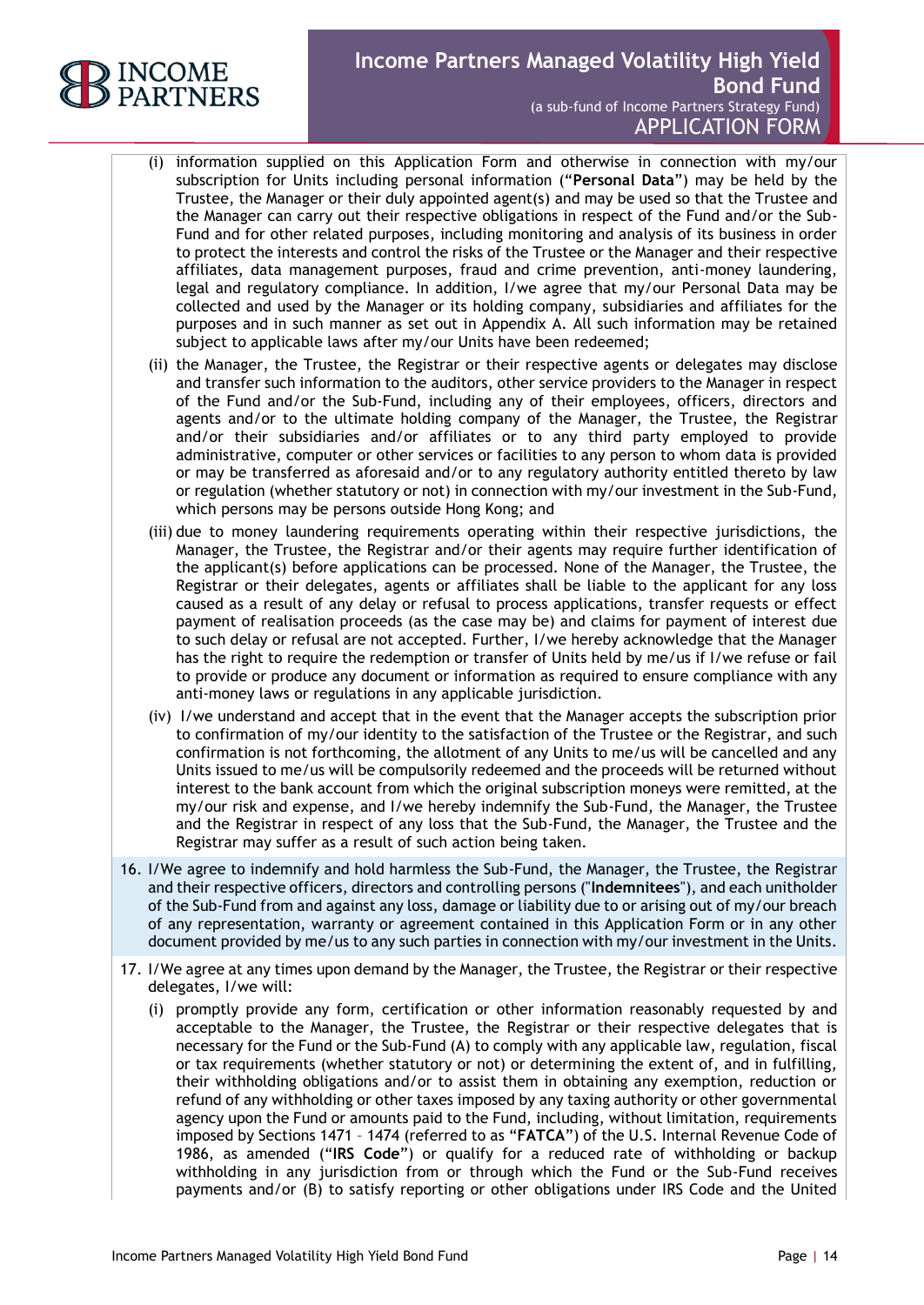(i) information supplied on this Application Form and otherwise in connection with my/our subscription for Units including personal information ("**Personal Data**") may be held by the Trustee, the Manager or their duly appointed agent(s) and may be used so that the Trustee and the Manager can carry out their respective obligations in respect of the Fund and/or the Sub-Fund and for other related purposes, including monitoring and analysis of its business in order to protect the interests and control the risks of the Trustee or the Manager and their respective affiliates, data management purposes, fraud and crime prevention, anti-money laundering, legal and regulatory compliance. In addition, I/we agree that my/our Personal Data may be collected and used by the Manager or its holding company, subsidiaries and affiliates for the purposes and in such manner as set out in Appendix A. All such information may be retained subject to applicable laws after my/our Units have been redeemed;

(ii) the Manager, the Trustee, the Registrar or their respective agents or delegates may disclose and transfer such information to the auditors, other service providers to the Manager in respect of the Fund and/or the Sub-Fund, including any of their employees, officers, directors and agents and/or to the ultimate holding company of the Manager, the Trustee, the Registrar and/or their subsidiaries and/or affiliates or to any third party employed to provide administrative, computer or other services or facilities to any person to whom data is provided or may be transferred as aforesaid and/or to any regulatory authority entitled thereto by law or regulation (whether statutory or not) in connection with my/our investment in the Sub-Fund, which persons may be persons outside Hong Kong; and

(iii) due to money laundering requirements operating within their respective jurisdictions, the Manager, the Trustee, the Registrar and/or their agents may require further identification of the applicant(s) before applications can be processed. None of the Manager, the Trustee, the Registrar or their delegates, agents or affiliates shall be liable to the applicant for any loss caused as a result of any delay or refusal to process applications, transfer requests or effect payment of realisation proceeds (as the case may be) and claims for payment of interest due to such delay or refusal are not accepted. Further, I/we hereby acknowledge that the Manager has the right to require the redemption or transfer of Units held by me/us if I/we refuse or fail to provide or produce any document or information as required to ensure compliance with any anti-money laws or regulations in any applicable jurisdiction.

(iv) I/we understand and accept that in the event that the Manager accepts the subscription prior to confirmation of my/our identity to the satisfaction of the Trustee or the Registrar, and such confirmation is not forthcoming, the allotment of any Units to me/us will be cancelled and any Units issued to me/us will be compulsorily redeemed and the proceeds will be returned without interest to the bank account from which the original subscription moneys were remitted, at the my/our risk and expense, and I/we hereby indemnify the Sub-Fund, the Manager, the Trustee and the Registrar in respect of any loss that the Sub-Fund, the Manager, the Trustee and the Registrar may suffer as a result of such action being taken.

16. I/We agree to indemnify and hold harmless the Sub-Fund, the Manager, the Trustee, the Registrar and their respective officers, directors and controlling persons ("**Indemnitees**"), and each unitholder of the Sub-Fund from and against any loss, damage or liability due to or arising out of my/our breach of any representation, warranty or agreement contained in this Application Form or in any other document provided by me/us to any such parties in connection with my/our investment in the Units.

17. I/We agree at any times upon demand by the Manager, the Trustee, the Registrar or their respective delegates, I/we will:

    (i) promptly provide any form, certification or other information reasonably requested by and acceptable to the Manager, the Trustee, the Registrar or their respective delegates that is necessary for the Fund or the Sub-Fund (A) to comply with any applicable law, regulation, fiscal or tax requirements (whether statutory or not) or determining the extent of, and in fulfilling, their withholding obligations and/or to assist them in obtaining any exemption, reduction or refund of any withholding or other taxes imposed by any taxing authority or other governmental agency upon the Fund or amounts paid to the Fund, including, without limitation, requirements imposed by Sections 1471 – 1474 (referred to as "**FATCA**") of the U.S. Internal Revenue Code of 1986, as amended ("**IRS Code**") or qualify for a reduced rate of withholding or backup withholding in any jurisdiction from or through which the Fund or the Sub-Fund receives payments and/or (B) to satisfy reporting or other obligations under IRS Code and the United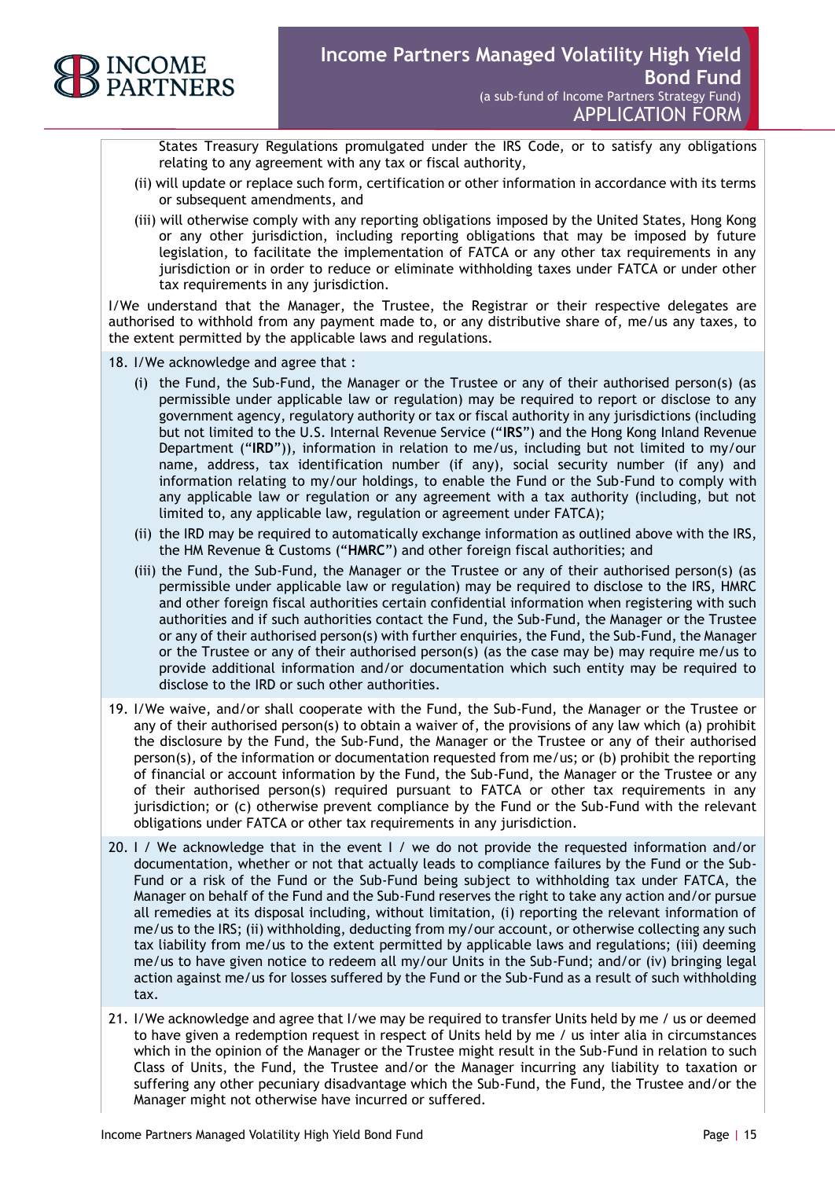States Treasury Regulations promulgated under the IRS Code, or to satisfy any obligations relating to any agreement with any tax or fiscal authority,

(ii) will update or replace such form, certification or other information in accordance with its terms or subsequent amendments, and

(iii) will otherwise comply with any reporting obligations imposed by the United States, Hong Kong or any other jurisdiction, including reporting obligations that may be imposed by future legislation, to facilitate the implementation of FATCA or any other tax requirements in any jurisdiction or in order to reduce or eliminate withholding taxes under FATCA or under other tax requirements in any jurisdiction.

I/We understand that the Manager, the Trustee, the Registrar or their respective delegates are authorised to withhold from any payment made to, or any distributive share of, me/us any taxes, to the extent permitted by the applicable laws and regulations.

18. I/We acknowledge and agree that :

    (i) the Fund, the Sub-Fund, the Manager or the Trustee or any of their authorised person(s) (as permissible under applicable law or regulation) may be required to report or disclose to any government agency, regulatory authority or tax or fiscal authority in any jurisdictions (including but not limited to the U.S. Internal Revenue Service ("**IRS**") and the Hong Kong Inland Revenue Department ("**IRD**")), information in relation to me/us, including but not limited to my/our name, address, tax identification number (if any), social security number (if any) and information relating to my/our holdings, to enable the Fund or the Sub-Fund to comply with any applicable law or regulation or any agreement with a tax authority (including, but not limited to, any applicable law, regulation or agreement under FATCA);

    (ii) the IRD may be required to automatically exchange information as outlined above with the IRS, the HM Revenue & Customs ("**HMRC**") and other foreign fiscal authorities; and

    (iii) the Fund, the Sub-Fund, the Manager or the Trustee or any of their authorised person(s) (as permissible under applicable law or regulation) may be required to disclose to the IRS, HMRC and other foreign fiscal authorities certain confidential information when registering with such authorities and if such authorities contact the Fund, the Sub-Fund, the Manager or the Trustee or any of their authorised person(s) with further enquiries, the Fund, the Sub-Fund, the Manager or the Trustee or any of their authorised person(s) (as the case may be) may require me/us to provide additional information and/or documentation which such entity may be required to disclose to the IRD or such other authorities.

19. I/We waive, and/or shall cooperate with the Fund, the Sub-Fund, the Manager or the Trustee or any of their authorised person(s) to obtain a waiver of, the provisions of any law which (a) prohibit the disclosure by the Fund, the Sub-Fund, the Manager or the Trustee or any of their authorised person(s), of the information or documentation requested from me/us; or (b) prohibit the reporting of financial or account information by the Fund, the Sub-Fund, the Manager or the Trustee or any of their authorised person(s) required pursuant to FATCA or other tax requirements in any jurisdiction; or (c) otherwise prevent compliance by the Fund or the Sub-Fund with the relevant obligations under FATCA or other tax requirements in any jurisdiction.

20. I / We acknowledge that in the event I / we do not provide the requested information and/or documentation, whether or not that actually leads to compliance failures by the Fund or the Sub-Fund or a risk of the Fund or the Sub-Fund being subject to withholding tax under FATCA, the Manager on behalf of the Fund and the Sub-Fund reserves the right to take any action and/or pursue all remedies at its disposal including, without limitation, (i) reporting the relevant information of me/us to the IRS; (ii) withholding, deducting from my/our account, or otherwise collecting any such tax liability from me/us to the extent permitted by applicable laws and regulations; (iii) deeming me/us to have given notice to redeem all my/our Units in the Sub-Fund; and/or (iv) bringing legal action against me/us for losses suffered by the Fund or the Sub-Fund as a result of such withholding tax.

21. I/We acknowledge and agree that I/we may be required to transfer Units held by me / us or deemed to have given a redemption request in respect of Units held by me / us inter alia in circumstances which in the opinion of the Manager or the Trustee might result in the Sub-Fund in relation to such Class of Units, the Fund, the Trustee and/or the Manager incurring any liability to taxation or suffering any other pecuniary disadvantage which the Sub-Fund, the Fund, the Trustee and/or the Manager might not otherwise have incurred or suffered.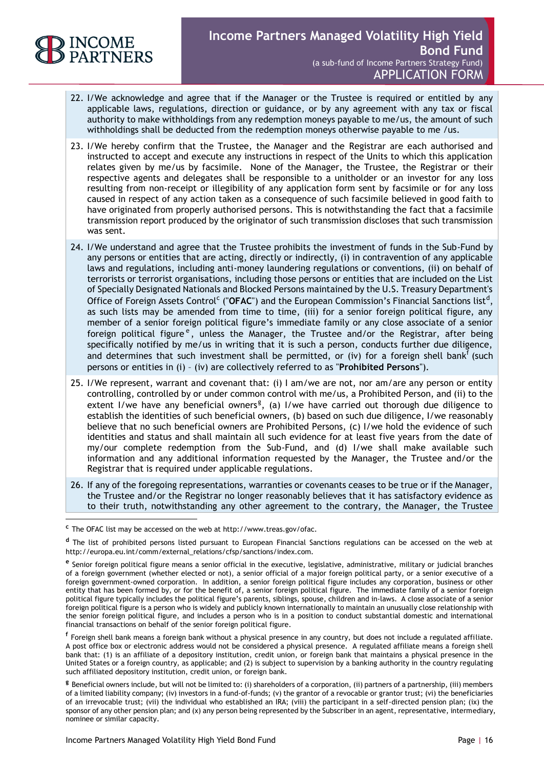22. I/We acknowledge and agree that if the Manager or the Trustee is required or entitled by any applicable laws, regulations, direction or guidance, or by any agreement with any tax or fiscal authority to make withholdings from any redemption moneys payable to me/us, the amount of such withholdings shall be deducted from the redemption moneys otherwise payable to me /us.

23. I/We hereby confirm that the Trustee, the Manager and the Registrar are each authorised and instructed to accept and execute any instructions in respect of the Units to which this application relates given by me/us by facsimile. None of the Manager, the Trustee, the Registrar or their respective agents and delegates shall be responsible to a unitholder or an investor for any loss resulting from non-receipt or illegibility of any application form sent by facsimile or for any loss caused in respect of any action taken as a consequence of such facsimile believed in good faith to have originated from properly authorised persons. This is notwithstanding the fact that a facsimile transmission report produced by the originator of such transmission discloses that such transmission was sent.

24. I/We understand and agree that the Trustee prohibits the investment of funds in the Sub-Fund by any persons or entities that are acting, directly or indirectly, (i) in contravention of any applicable laws and regulations, including anti-money laundering regulations or conventions, (ii) on behalf of terrorists or terrorist organisations, including those persons or entities that are included on the List of Specially Designated Nationals and Blocked Persons maintained by the U.S. Treasury Department's Office of Foreign Assets Control[c] ("**OFAC**") and the European Commission's Financial Sanctions list[d], as such lists may be amended from time to time, (iii) for a senior foreign political figure, any member of a senior foreign political figure's immediate family or any close associate of a senior foreign political figure[e], unless the Manager, the Trustee and/or the Registrar, after being specifically notified by me/us in writing that it is such a person, conducts further due diligence, and determines that such investment shall be permitted, or (iv) for a foreign shell bank[f] (such persons or entities in (i) – (iv) are collectively referred to as "**Prohibited Persons**").

25. I/We represent, warrant and covenant that: (i) I am/we are not, nor am/are any person or entity controlling, controlled by or under common control with me/us, a Prohibited Person, and (ii) to the extent I/we have any beneficial owners[g], (a) I/we have carried out thorough due diligence to establish the identities of such beneficial owners, (b) based on such due diligence, I/we reasonably believe that no such beneficial owners are Prohibited Persons, (c) I/we hold the evidence of such identities and status and shall maintain all such evidence for at least five years from the date of my/our complete redemption from the Sub-Fund, and (d) I/we shall make available such information and any additional information requested by the Manager, the Trustee and/or the Registrar that is required under applicable regulations.

26. If any of the foregoing representations, warranties or covenants ceases to be true or if the Manager, the Trustee and/or the Registrar no longer reasonably believes that it has satisfactory evidence as to their truth, notwithstanding any other agreement to the contrary, the Manager, the Trustee

---

[c] The OFAC list may be accessed on the web at http://www.treas.gov/ofac.

[d] The list of prohibited persons listed pursuant to European Financial Sanctions regulations can be accessed on the web at http://europa.eu.int/comm/external_relations/cfsp/sanctions/index.com.

[e] Senior foreign political figure means a senior official in the executive, legislative, administrative, military or judicial branches of a foreign government (whether elected or not), a senior official of a major foreign political party, or a senior executive of a foreign government-owned corporation. In addition, a senior foreign political figure includes any corporation, business or other entity that has been formed by, or for the benefit of, a senior foreign political figure. The immediate family of a senior foreign political figure typically includes the political figure's parents, siblings, spouse, children and in-laws. A close associate of a senior foreign political figure is a person who is widely and publicly known internationally to maintain an unusually close relationship with the senior foreign political figure, and includes a person who is in a position to conduct substantial domestic and international financial transactions on behalf of the senior foreign political figure.

[f] Foreign shell bank means a foreign bank without a physical presence in any country, but does not include a regulated affiliate. A post office box or electronic address would not be considered a physical presence. A regulated affiliate means a foreign shell bank that: (1) is an affiliate of a depository institution, credit union, or foreign bank that maintains a physical presence in the United States or a foreign country, as applicable; and (2) is subject to supervision by a banking authority in the country regulating such affiliated depository institution, credit union, or foreign bank.

[g] Beneficial owners include, but will not be limited to: (i) shareholders of a corporation, (ii) partners of a partnership, (iii) members of a limited liability company; (iv) investors in a fund-of-funds; (v) the grantor of a revocable or grantor trust; (vi) the beneficiaries of an irrevocable trust; (vii) the individual who established an IRA; (viii) the participant in a self-directed pension plan; (ix) the sponsor of any other pension plan; and (x) any person being represented by the Subscriber in an agent, representative, intermediary, nominee or similar capacity.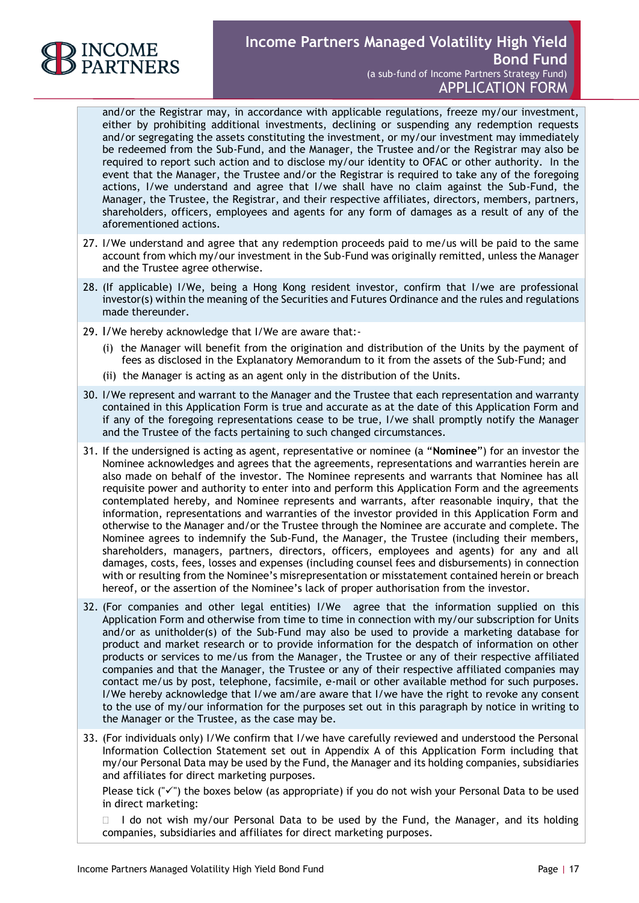and/or the Registrar may, in accordance with applicable regulations, freeze my/our investment, either by prohibiting additional investments, declining or suspending any redemption requests and/or segregating the assets constituting the investment, or my/our investment may immediately be redeemed from the Sub-Fund, and the Manager, the Trustee and/or the Registrar may also be required to report such action and to disclose my/our identity to OFAC or other authority. In the event that the Manager, the Trustee and/or the Registrar is required to take any of the foregoing actions, I/we understand and agree that I/we shall have no claim against the Sub-Fund, the Manager, the Trustee, the Registrar, and their respective affiliates, directors, members, partners, shareholders, officers, employees and agents for any form of damages as a result of any of the aforementioned actions.

27. I/We understand and agree that any redemption proceeds paid to me/us will be paid to the same account from which my/our investment in the Sub-Fund was originally remitted, unless the Manager and the Trustee agree otherwise.

28. (If applicable) I/We, being a Hong Kong resident investor, confirm that I/we are professional investor(s) within the meaning of the Securities and Futures Ordinance and the rules and regulations made thereunder.

29. I/We hereby acknowledge that I/We are aware that:-
    (i) the Manager will benefit from the origination and distribution of the Units by the payment of fees as disclosed in the Explanatory Memorandum to it from the assets of the Sub-Fund; and
    (ii) the Manager is acting as an agent only in the distribution of the Units.

30. I/We represent and warrant to the Manager and the Trustee that each representation and warranty contained in this Application Form is true and accurate as at the date of this Application Form and if any of the foregoing representations cease to be true, I/we shall promptly notify the Manager and the Trustee of the facts pertaining to such changed circumstances.

31. If the undersigned is acting as agent, representative or nominee (a "**Nominee**") for an investor the Nominee acknowledges and agrees that the agreements, representations and warranties herein are also made on behalf of the investor. The Nominee represents and warrants that Nominee has all requisite power and authority to enter into and perform this Application Form and the agreements contemplated hereby, and Nominee represents and warrants, after reasonable inquiry, that the information, representations and warranties of the investor provided in this Application Form and otherwise to the Manager and/or the Trustee through the Nominee are accurate and complete. The Nominee agrees to indemnify the Sub-Fund, the Manager, the Trustee (including their members, shareholders, managers, partners, directors, officers, employees and agents) for any and all damages, costs, fees, losses and expenses (including counsel fees and disbursements) in connection with or resulting from the Nominee's misrepresentation or misstatement contained herein or breach hereof, or the assertion of the Nominee's lack of proper authorisation from the investor.

32. (For companies and other legal entities) I/We agree that the information supplied on this Application Form and otherwise from time to time in connection with my/our subscription for Units and/or as unitholder(s) of the Sub-Fund may also be used to provide a marketing database for product and market research or to provide information for the despatch of information on other products or services to me/us from the Manager, the Trustee or any of their respective affiliated companies and that the Manager, the Trustee or any of their respective affiliated companies may contact me/us by post, telephone, facsimile, e-mail or other available method for such purposes. I/We hereby acknowledge that I/we am/are aware that I/we have the right to revoke any consent to the use of my/our information for the purposes set out in this paragraph by notice in writing to the Manager or the Trustee, as the case may be.

33. (For individuals only) I/We confirm that I/we have carefully reviewed and understood the Personal Information Collection Statement set out in Appendix A of this Application Form including that my/our Personal Data may be used by the Fund, the Manager and its holding companies, subsidiaries and affiliates for direct marketing purposes.

    Please tick ("✓") the boxes below (as appropriate) if you do not wish your Personal Data to be used in direct marketing:

    ☐ I do not wish my/our Personal Data to be used by the Fund, the Manager, and its holding companies, subsidiaries and affiliates for direct marketing purposes.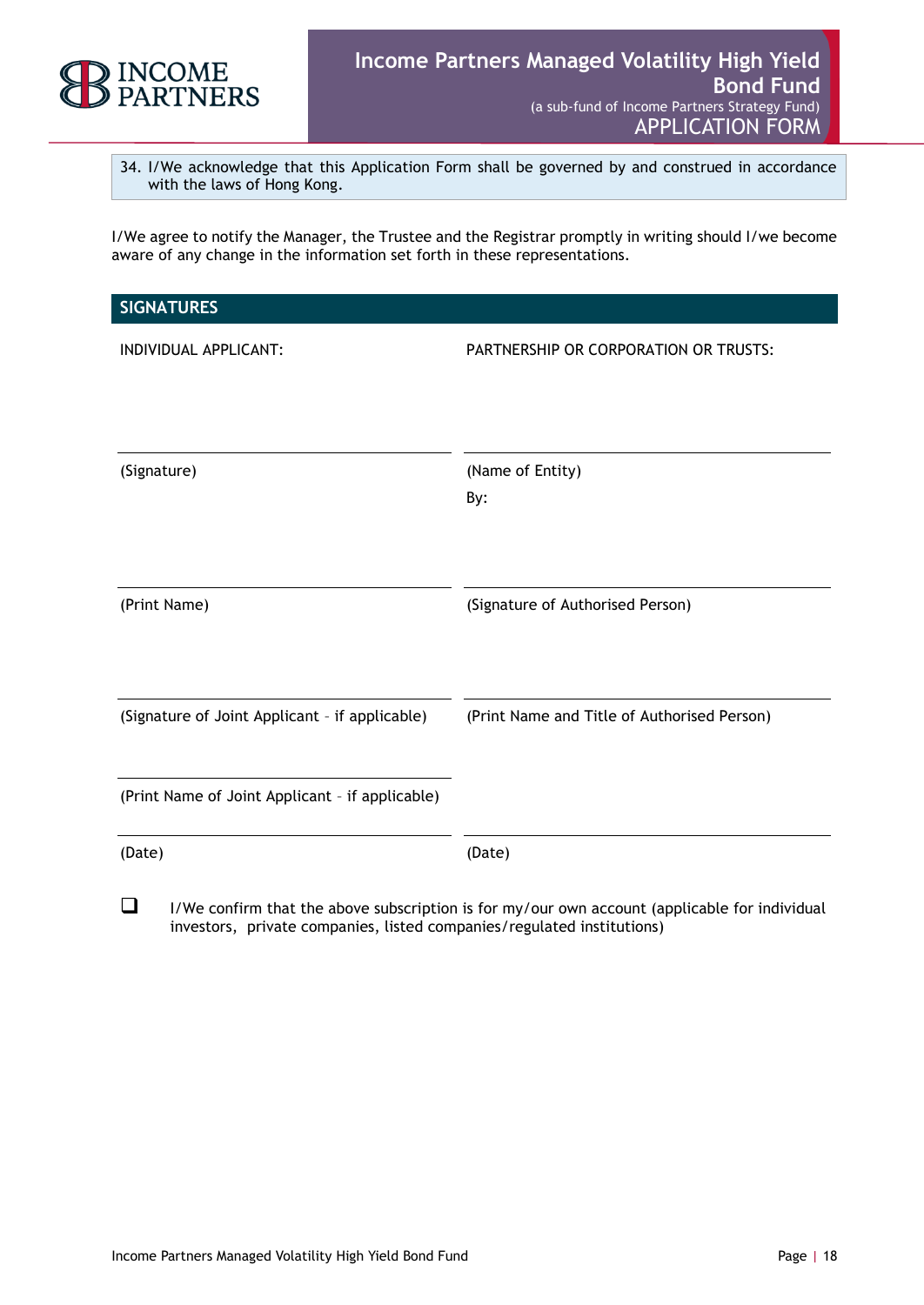34. I/We acknowledge that this Application Form shall be governed by and construed in accordance with the laws of Hong Kong.

I/We agree to notify the Manager, the Trustee and the Registrar promptly in writing should I/we become aware of any change in the information set forth in these representations.

## SIGNATURES

| INDIVIDUAL APPLICANT: | PARTNERSHIP OR CORPORATION OR TRUSTS: |
|---|---|
| ____________________ | ____________________ |
| (Signature) | (Name of Entity) <br> By: |
| ____________________ | ____________________ |
| (Print Name) | (Signature of Authorised Person) |
| ____________________ | ____________________ |
| (Signature of Joint Applicant – if applicable) | (Print Name and Title of Authorised Person) |
| ____________________ | |
| (Print Name of Joint Applicant – if applicable) | |
| ____________________ | ____________________ |
| (Date) | (Date) |

☐ I/We confirm that the above subscription is for my/our own account (applicable for individual investors, private companies, listed companies/regulated institutions)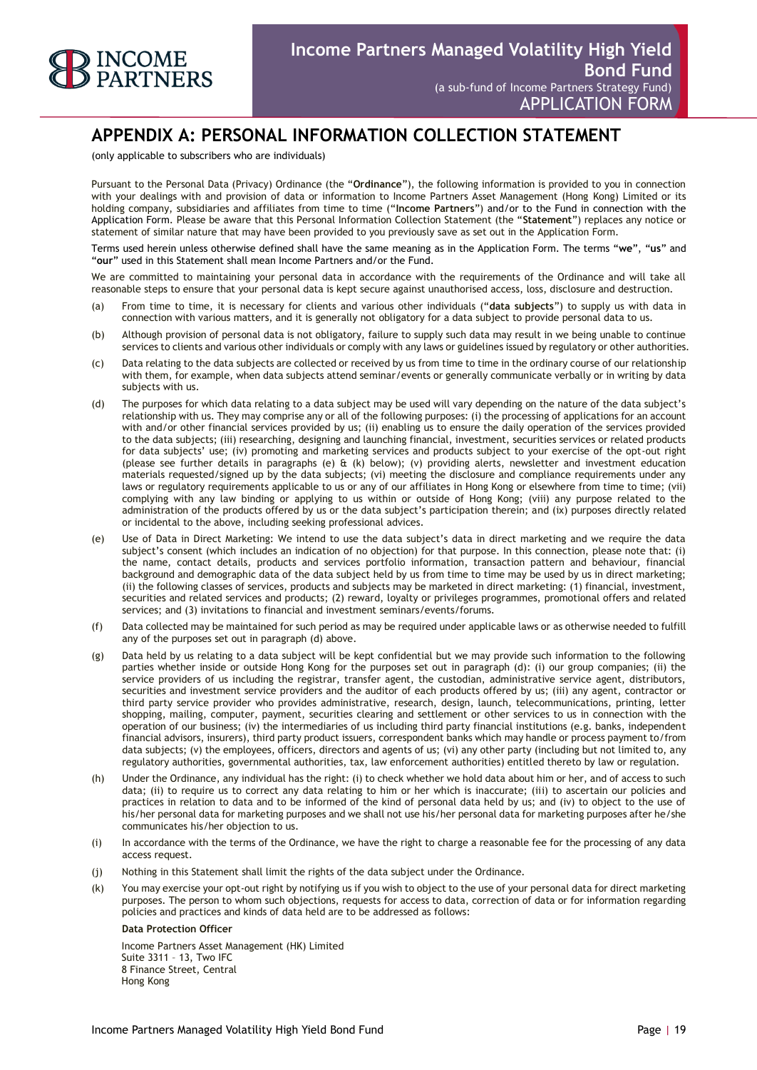# APPENDIX A: PERSONAL INFORMATION COLLECTION STATEMENT

(only applicable to subscribers who are individuals)

Pursuant to the Personal Data (Privacy) Ordinance (the "**Ordinance**"), the following information is provided to you in connection with your dealings with and provision of data or information to Income Partners Asset Management (Hong Kong) Limited or its holding company, subsidiaries and affiliates from time to time ("**Income Partners**") and/or to the Fund in connection with the Application Form. Please be aware that this Personal Information Collection Statement (the "**Statement**") replaces any notice or statement of similar nature that may have been provided to you previously save as set out in the Application Form.

Terms used herein unless otherwise defined shall have the same meaning as in the Application Form. The terms "**we**", "**us**" and "**our**" used in this Statement shall mean Income Partners and/or the Fund.

We are committed to maintaining your personal data in accordance with the requirements of the Ordinance and will take all reasonable steps to ensure that your personal data is kept secure against unauthorised access, loss, disclosure and destruction.

(a) From time to time, it is necessary for clients and various other individuals ("**data subjects**") to supply us with data in connection with various matters, and it is generally not obligatory for a data subject to provide personal data to us.

(b) Although provision of personal data is not obligatory, failure to supply such data may result in we being unable to continue services to clients and various other individuals or comply with any laws or guidelines issued by regulatory or other authorities.

(c) Data relating to the data subjects are collected or received by us from time to time in the ordinary course of our relationship with them, for example, when data subjects attend seminar/events or generally communicate verbally or in writing by data subjects with us.

(d) The purposes for which data relating to a data subject may be used will vary depending on the nature of the data subject's relationship with us. They may comprise any or all of the following purposes: (i) the processing of applications for an account with and/or other financial services provided by us; (ii) enabling us to ensure the daily operation of the services provided to the data subjects; (iii) researching, designing and launching financial, investment, securities services or related products for data subjects' use; (iv) promoting and marketing services and products subject to your exercise of the opt-out right (please see further details in paragraphs (e) & (k) below); (v) providing alerts, newsletter and investment education materials requested/signed up by the data subjects; (vi) meeting the disclosure and compliance requirements under any laws or regulatory requirements applicable to us or any of our affiliates in Hong Kong or elsewhere from time to time; (vii) complying with any law binding or applying to us within or outside of Hong Kong; (viii) any purpose related to the administration of the products offered by us or the data subject's participation therein; and (ix) purposes directly related or incidental to the above, including seeking professional advices.

(e) Use of Data in Direct Marketing: We intend to use the data subject's data in direct marketing and we require the data subject's consent (which includes an indication of no objection) for that purpose. In this connection, please note that: (i) the name, contact details, products and services portfolio information, transaction pattern and behaviour, financial background and demographic data of the data subject held by us from time to time may be used by us in direct marketing; (ii) the following classes of services, products and subjects may be marketed in direct marketing: (1) financial, investment, securities and related services and products; (2) reward, loyalty or privileges programmes, promotional offers and related services; and (3) invitations to financial and investment seminars/events/forums.

(f) Data collected may be maintained for such period as may be required under applicable laws or as otherwise needed to fulfill any of the purposes set out in paragraph (d) above.

(g) Data held by us relating to a data subject will be kept confidential but we may provide such information to the following parties whether inside or outside Hong Kong for the purposes set out in paragraph (d): (i) our group companies; (ii) the service providers of us including the registrar, transfer agent, the custodian, administrative service agent, distributors, securities and investment service providers and the auditor of each products offered by us; (iii) any agent, contractor or third party service provider who provides administrative, research, design, launch, telecommunications, printing, letter shopping, mailing, computer, payment, securities clearing and settlement or other services to us in connection with the operation of our business; (iv) the intermediaries of us including third party financial institutions (e.g. banks, independent financial advisors, insurers), third party product issuers, correspondent banks which may handle or process payment to/from data subjects; (v) the employees, officers, directors and agents of us; (vi) any other party (including but not limited to, any regulatory authorities, governmental authorities, tax, law enforcement authorities) entitled thereto by law or regulation.

(h) Under the Ordinance, any individual has the right: (i) to check whether we hold data about him or her, and of access to such data; (ii) to require us to correct any data relating to him or her which is inaccurate; (iii) to ascertain our policies and practices in relation to data and to be informed of the kind of personal data held by us; and (iv) to object to the use of his/her personal data for marketing purposes and we shall not use his/her personal data for marketing purposes after he/she communicates his/her objection to us.

(i) In accordance with the terms of the Ordinance, we have the right to charge a reasonable fee for the processing of any data access request.

(j) Nothing in this Statement shall limit the rights of the data subject under the Ordinance.

(k) You may exercise your opt-out right by notifying us if you wish to object to the use of your personal data for direct marketing purposes. The person to whom such objections, requests for access to data, correction of data or for information regarding policies and practices and kinds of data held are to be addressed as follows:

**Data Protection Officer**

Income Partners Asset Management (HK) Limited
Suite 3311 – 13, Two IFC
8 Finance Street, Central
Hong Kong